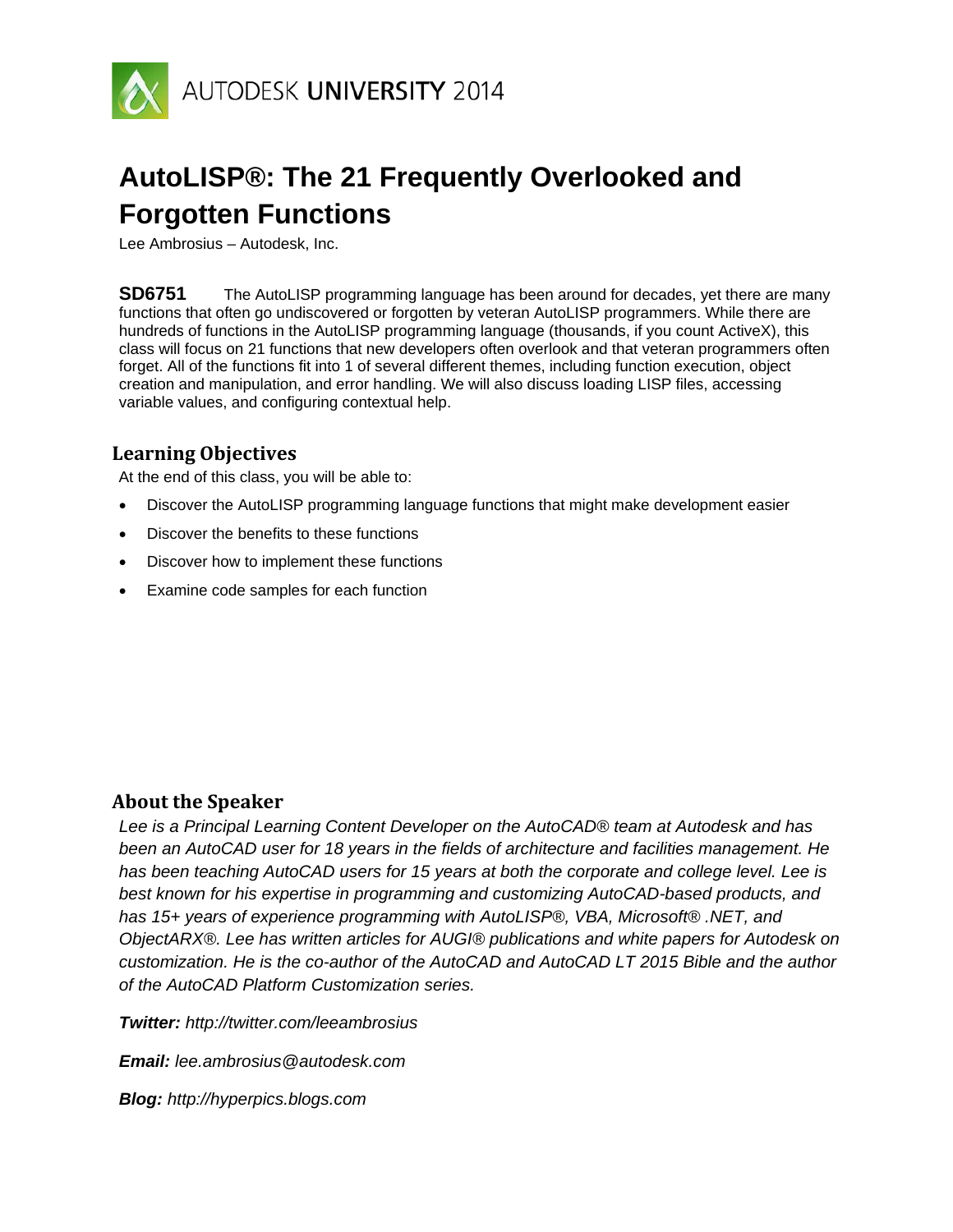AUTODESK UNIVERSITY 2014

# AutoLISP®: The 21 Frequently Overlooked and Forgotten Functions

Lee Ambrosius – Autodesk, Inc.

**SD6751** The AutoLISP programming language has been around for decades, yet there are many functions that often go undiscovered or forgotten by veteran AutoLISP programmers. While there are hundreds of functions in the AutoLISP programming language (thousands, if you count ActiveX), this class will focus on 21 functions that new developers often overlook and that veteran programmers often forget. All of the functions fit into 1 of several different themes, including function execution, object creation and manipulation, and error handling. We will also discuss loading LISP files, accessing variable values, and configuring contextual help.

## Learning Objectives

At the end of this class, you will be able to:

- Discover the AutoLISP programming language functions that might make development easier
- Discover the benefits to these functions
- Discover how to implement these functions
- Examine code samples for each function

## About the Speaker

*Lee is a Principal Learning Content Developer on the AutoCAD® team at Autodesk and has been an AutoCAD user for 18 years in the fields of architecture and facilities management. He has been teaching AutoCAD users for 15 years at both the corporate and college level. Lee is best known for his expertise in programming and customizing AutoCAD-based products, and has 15+ years of experience programming with AutoLISP®, VBA, Microsoft® .NET, and ObjectARX®. Lee has written articles for AUGI® publications and white papers for Autodesk on customization. He is the co-author of the AutoCAD and AutoCAD LT 2015 Bible and the author of the AutoCAD Platform Customization series.*

***Twitter:*** *http://twitter.com/leeambrosius*

***Email:*** *lee.ambrosius@autodesk.com*

***Blog:*** *http://hyperpics.blogs.com*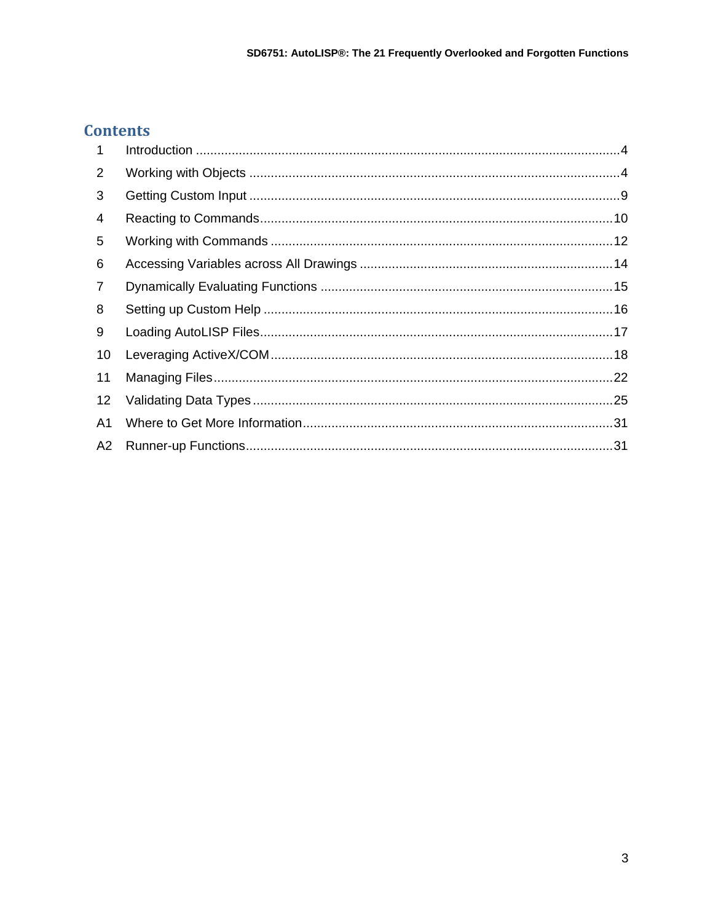# Contents

| | | |
|---|---|---|
| 1 | Introduction | 4 |
| 2 | Working with Objects | 4 |
| 3 | Getting Custom Input | 9 |
| 4 | Reacting to Commands | 10 |
| 5 | Working with Commands | 12 |
| 6 | Accessing Variables across All Drawings | 14 |
| 7 | Dynamically Evaluating Functions | 15 |
| 8 | Setting up Custom Help | 16 |
| 9 | Loading AutoLISP Files | 17 |
| 10 | Leveraging ActiveX/COM | 18 |
| 11 | Managing Files | 22 |
| 12 | Validating Data Types | 25 |
| A1 | Where to Get More Information | 31 |
| A2 | Runner-up Functions | 31 |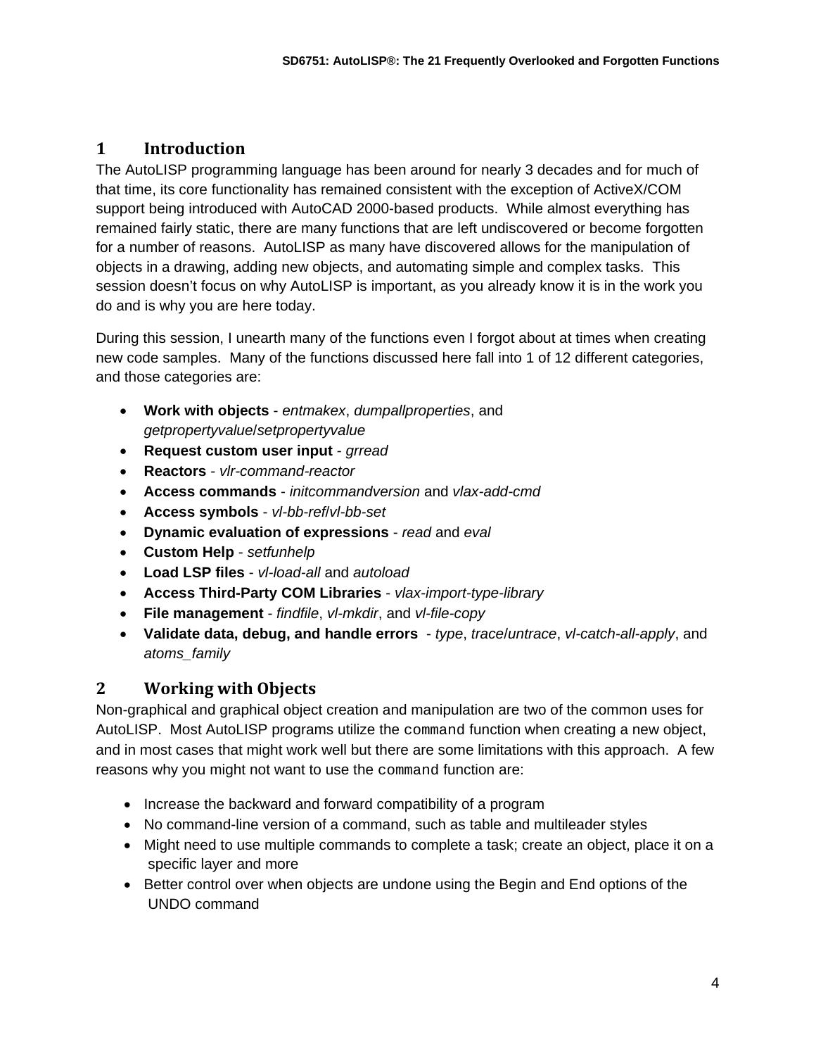# 1 Introduction

The AutoLISP programming language has been around for nearly 3 decades and for much of that time, its core functionality has remained consistent with the exception of ActiveX/COM support being introduced with AutoCAD 2000-based products. While almost everything has remained fairly static, there are many functions that are left undiscovered or become forgotten for a number of reasons. AutoLISP as many have discovered allows for the manipulation of objects in a drawing, adding new objects, and automating simple and complex tasks. This session doesn't focus on why AutoLISP is important, as you already know it is in the work you do and is why you are here today.

During this session, I unearth many of the functions even I forgot about at times when creating new code samples. Many of the functions discussed here fall into 1 of 12 different categories, and those categories are:

- **Work with objects** - *entmakex*, *dumpallproperties*, and *getpropertyvalue*/*setpropertyvalue*
- **Request custom user input** - *grread*
- **Reactors** - *vlr-command-reactor*
- **Access commands** - *initcommandversion* and *vlax-add-cmd*
- **Access symbols** - *vl-bb-ref*/*vl-bb-set*
- **Dynamic evaluation of expressions** - *read* and *eval*
- **Custom Help** - *setfunhelp*
- **Load LSP files** - *vl-load-all* and *autoload*
- **Access Third-Party COM Libraries** - *vlax-import-type-library*
- **File management** - *findfile*, *vl-mkdir*, and *vl-file-copy*
- **Validate data, debug, and handle errors** - *type*, *trace*/*untrace*, *vl-catch-all-apply*, and *atoms_family*

# 2 Working with Objects

Non-graphical and graphical object creation and manipulation are two of the common uses for AutoLISP. Most AutoLISP programs utilize the `command` function when creating a new object, and in most cases that might work well but there are some limitations with this approach. A few reasons why you might not want to use the `command` function are:

- Increase the backward and forward compatibility of a program
- No command-line version of a command, such as table and multileader styles
- Might need to use multiple commands to complete a task; create an object, place it on a specific layer and more
- Better control over when objects are undone using the Begin and End options of the UNDO command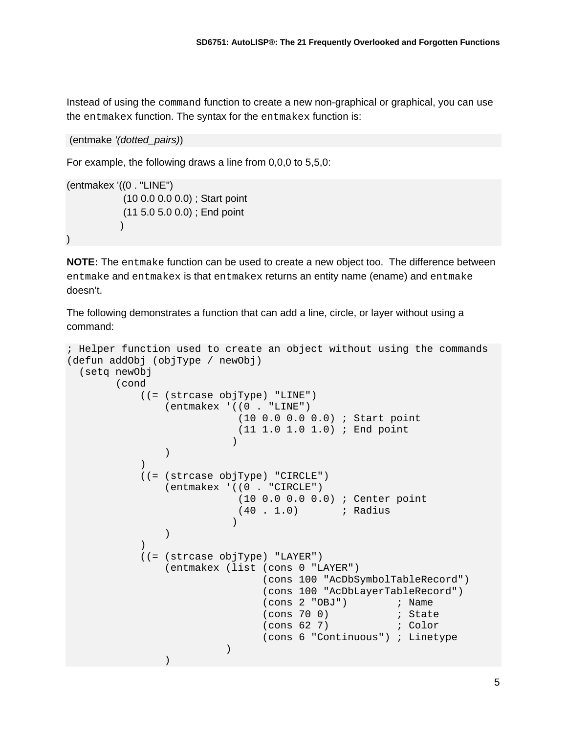Instead of using the `command` function to create a new non-graphical or graphical, you can use the `entmakex` function. The syntax for the `entmakex` function is:

```
(entmake '(dotted_pairs))
```

For example, the following draws a line from 0,0,0 to 5,5,0:

```
(entmakex '((0 . "LINE")
            (10 0.0 0.0 0.0) ; Start point
            (11 5.0 5.0 0.0) ; End point
           )
)
```

**NOTE:** The `entmake` function can be used to create a new object too. The difference between `entmake` and `entmakex` is that `entmakex` returns an entity name (ename) and `entmake` doesn't.

The following demonstrates a function that can add a line, circle, or layer without using a command:

```
; Helper function used to create an object without using the commands
(defun addObj (objType / newObj)
  (setq newObj
        (cond
            ((= (strcase objType) "LINE")
                (entmakex '((0 . "LINE")
                            (10 0.0 0.0 0.0) ; Start point
                            (11 1.0 1.0 1.0) ; End point
                           )
                )
            )
            ((= (strcase objType) "CIRCLE")
                (entmakex '((0 . "CIRCLE")
                            (10 0.0 0.0 0.0) ; Center point
                            (40 . 1.0)       ; Radius
                           )
                )
            )
            ((= (strcase objType) "LAYER")
                (entmakex (list (cons 0 "LAYER")
                                (cons 100 "AcDbSymbolTableRecord")
                                (cons 100 "AcDbLayerTableRecord")
                                (cons 2 "OBJ")        ; Name
                                (cons 70 0)           ; State
                                (cons 62 7)           ; Color
                                (cons 6 "Continuous") ; Linetype
                          )
                )
```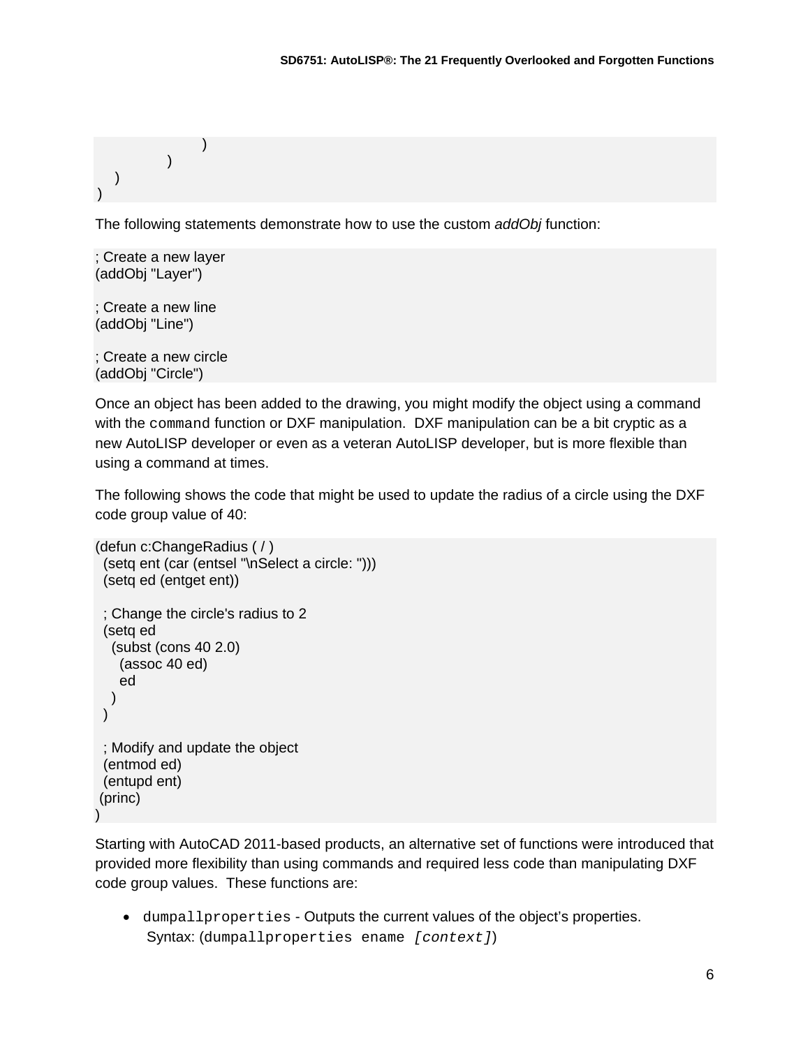```
            )
        )
    )
)
```

The following statements demonstrate how to use the custom *addObj* function:

```
; Create a new layer
(addObj "Layer")

; Create a new line
(addObj "Line")

; Create a new circle
(addObj "Circle")
```

Once an object has been added to the drawing, you might modify the object using a command with the `command` function or DXF manipulation. DXF manipulation can be a bit cryptic as a new AutoLISP developer or even as a veteran AutoLISP developer, but is more flexible than using a command at times.

The following shows the code that might be used to update the radius of a circle using the DXF code group value of 40:

```
(defun c:ChangeRadius ( / )
  (setq ent (car (entsel "\nSelect a circle: ")))
  (setq ed (entget ent))

  ; Change the circle's radius to 2
  (setq ed
    (subst (cons 40 2.0)
      (assoc 40 ed)
      ed
    )
  )

  ; Modify and update the object
  (entmod ed)
  (entupd ent)
 (princ)
)
```

Starting with AutoCAD 2011-based products, an alternative set of functions were introduced that provided more flexibility than using commands and required less code than manipulating DXF code group values. These functions are:

- `dumpallproperties` - Outputs the current values of the object's properties.
  Syntax: (`dumpallproperties ename` *`[context]`*)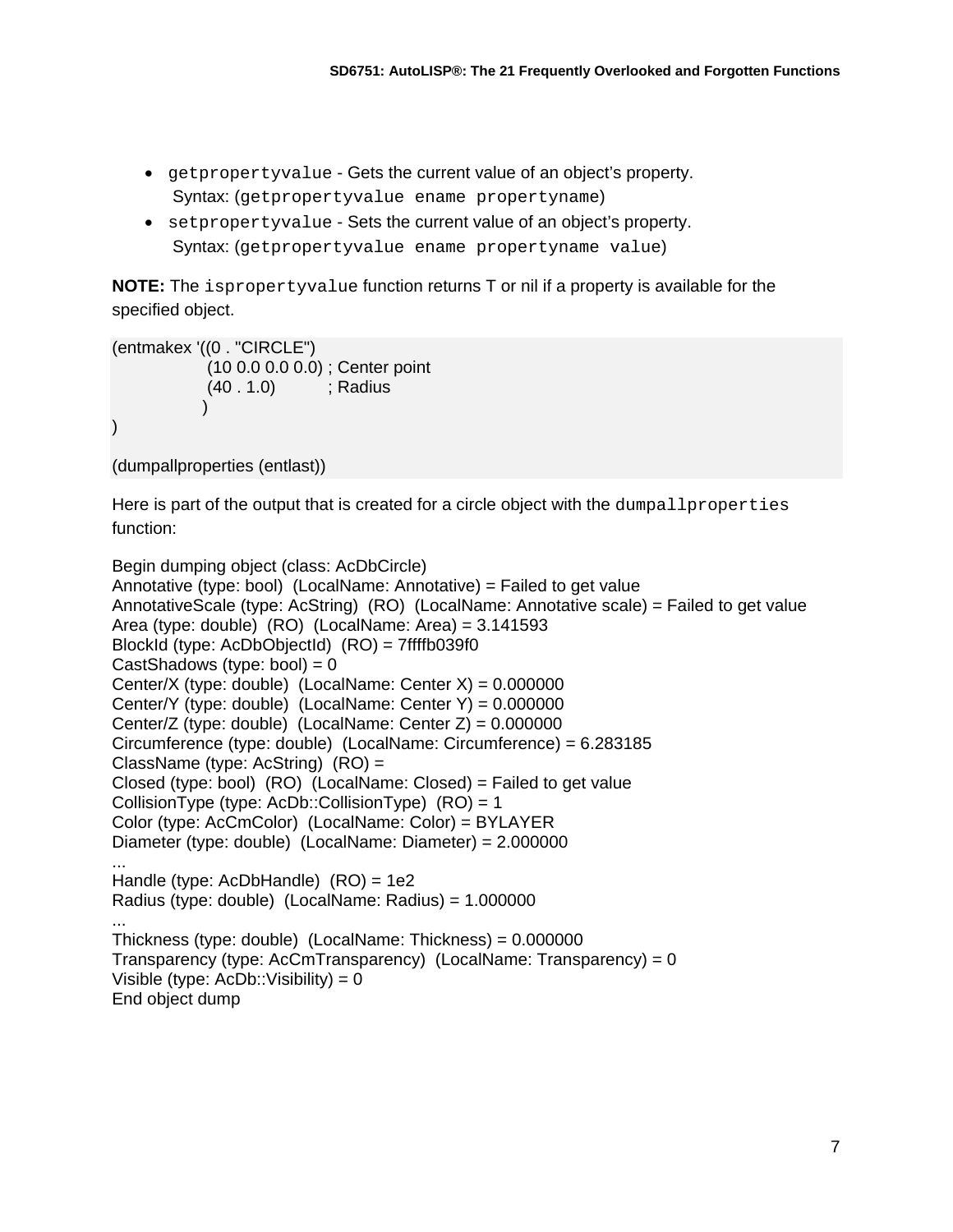- `getpropertyvalue` - Gets the current value of an object's property.
  Syntax: (`getpropertyvalue ename propertyname`)
- `setpropertyvalue` - Sets the current value of an object's property.
  Syntax: (`getpropertyvalue ename propertyname value`)

**NOTE:** The `ispropertyvalue` function returns T or nil if a property is available for the specified object.

```
(entmakex '((0 . "CIRCLE")
            (10 0.0 0.0 0.0) ; Center point
            (40 . 1.0)        ; Radius
           )
)

(dumpallproperties (entlast))
```

Here is part of the output that is created for a circle object with the `dumpallproperties` function:

```
Begin dumping object (class: AcDbCircle)
Annotative (type: bool)  (LocalName: Annotative) = Failed to get value
AnnotativeScale (type: AcString)  (RO)  (LocalName: Annotative scale) = Failed to get value
Area (type: double)  (RO)  (LocalName: Area) = 3.141593
BlockId (type: AcDbObjectId)  (RO) = 7ffffb039f0
CastShadows (type: bool) = 0
Center/X (type: double)  (LocalName: Center X) = 0.000000
Center/Y (type: double)  (LocalName: Center Y) = 0.000000
Center/Z (type: double)  (LocalName: Center Z) = 0.000000
Circumference (type: double)  (LocalName: Circumference) = 6.283185
ClassName (type: AcString)  (RO) =
Closed (type: bool)  (RO)  (LocalName: Closed) = Failed to get value
CollisionType (type: AcDb::CollisionType)  (RO) = 1
Color (type: AcCmColor)  (LocalName: Color) = BYLAYER
Diameter (type: double)  (LocalName: Diameter) = 2.000000
...
Handle (type: AcDbHandle)  (RO) = 1e2
Radius (type: double)  (LocalName: Radius) = 1.000000
...
Thickness (type: double)  (LocalName: Thickness) = 0.000000
Transparency (type: AcCmTransparency)  (LocalName: Transparency) = 0
Visible (type: AcDb::Visibility) = 0
End object dump
```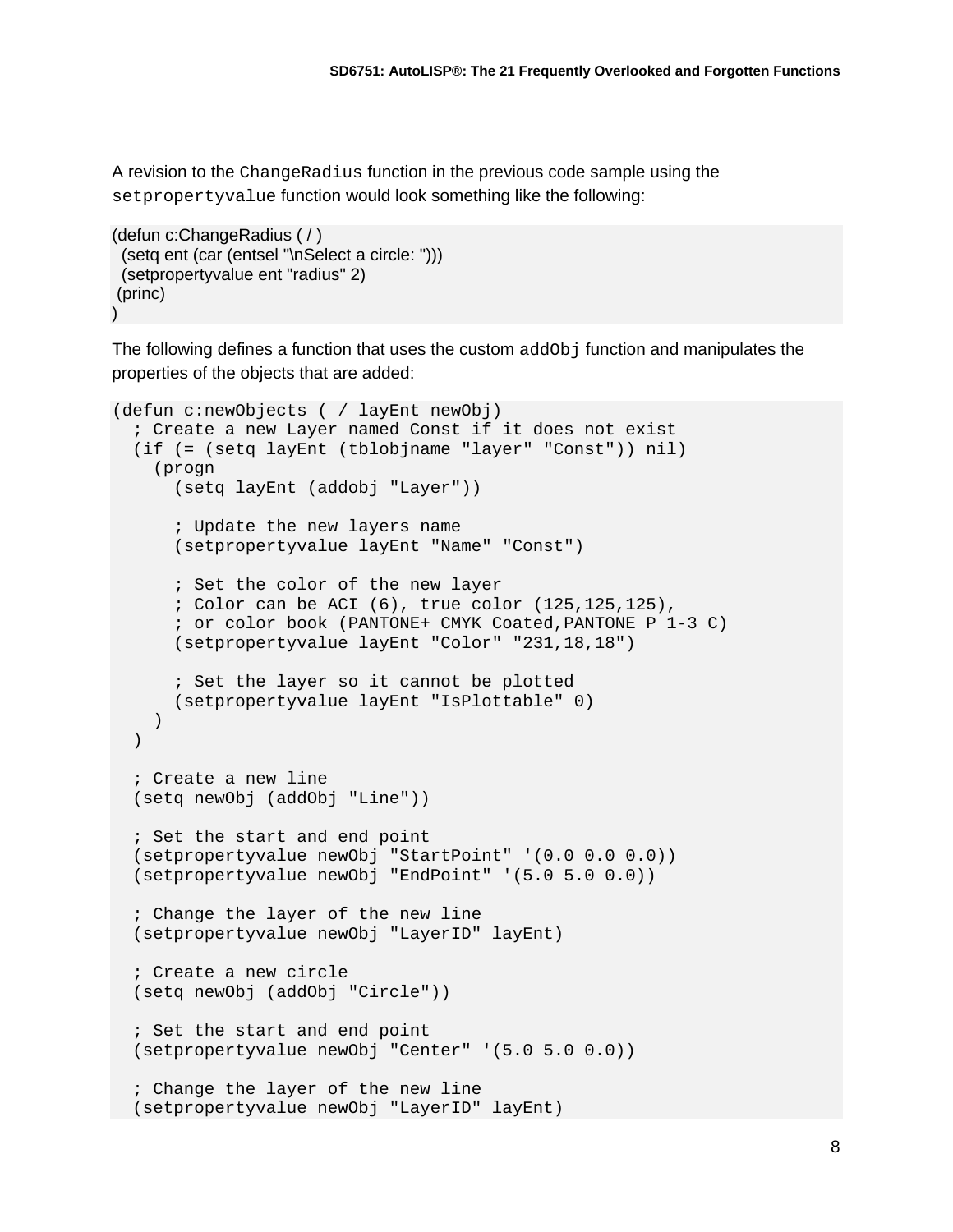A revision to the `ChangeRadius` function in the previous code sample using the `setpropertyvalue` function would look something like the following:

```
(defun c:ChangeRadius ( / )
  (setq ent (car (entsel "\nSelect a circle: ")))
  (setpropertyvalue ent "radius" 2)
 (princ)
)
```

The following defines a function that uses the custom `addObj` function and manipulates the properties of the objects that are added:

```
(defun c:newObjects ( / layEnt newObj)
  ; Create a new Layer named Const if it does not exist
  (if (= (setq layEnt (tblobjname "layer" "Const")) nil)
    (progn
      (setq layEnt (addobj "Layer"))

      ; Update the new layers name
      (setpropertyvalue layEnt "Name" "Const")

      ; Set the color of the new layer
      ; Color can be ACI (6), true color (125,125,125),
      ; or color book (PANTONE+ CMYK Coated,PANTONE P 1-3 C)
      (setpropertyvalue layEnt "Color" "231,18,18")

      ; Set the layer so it cannot be plotted
      (setpropertyvalue layEnt "IsPlottable" 0)
    )
  )

  ; Create a new line
  (setq newObj (addObj "Line"))

  ; Set the start and end point
  (setpropertyvalue newObj "StartPoint" '(0.0 0.0 0.0))
  (setpropertyvalue newObj "EndPoint" '(5.0 5.0 0.0))

  ; Change the layer of the new line
  (setpropertyvalue newObj "LayerID" layEnt)

  ; Create a new circle
  (setq newObj (addObj "Circle"))

  ; Set the start and end point
  (setpropertyvalue newObj "Center" '(5.0 5.0 0.0))

  ; Change the layer of the new line
  (setpropertyvalue newObj "LayerID" layEnt)
```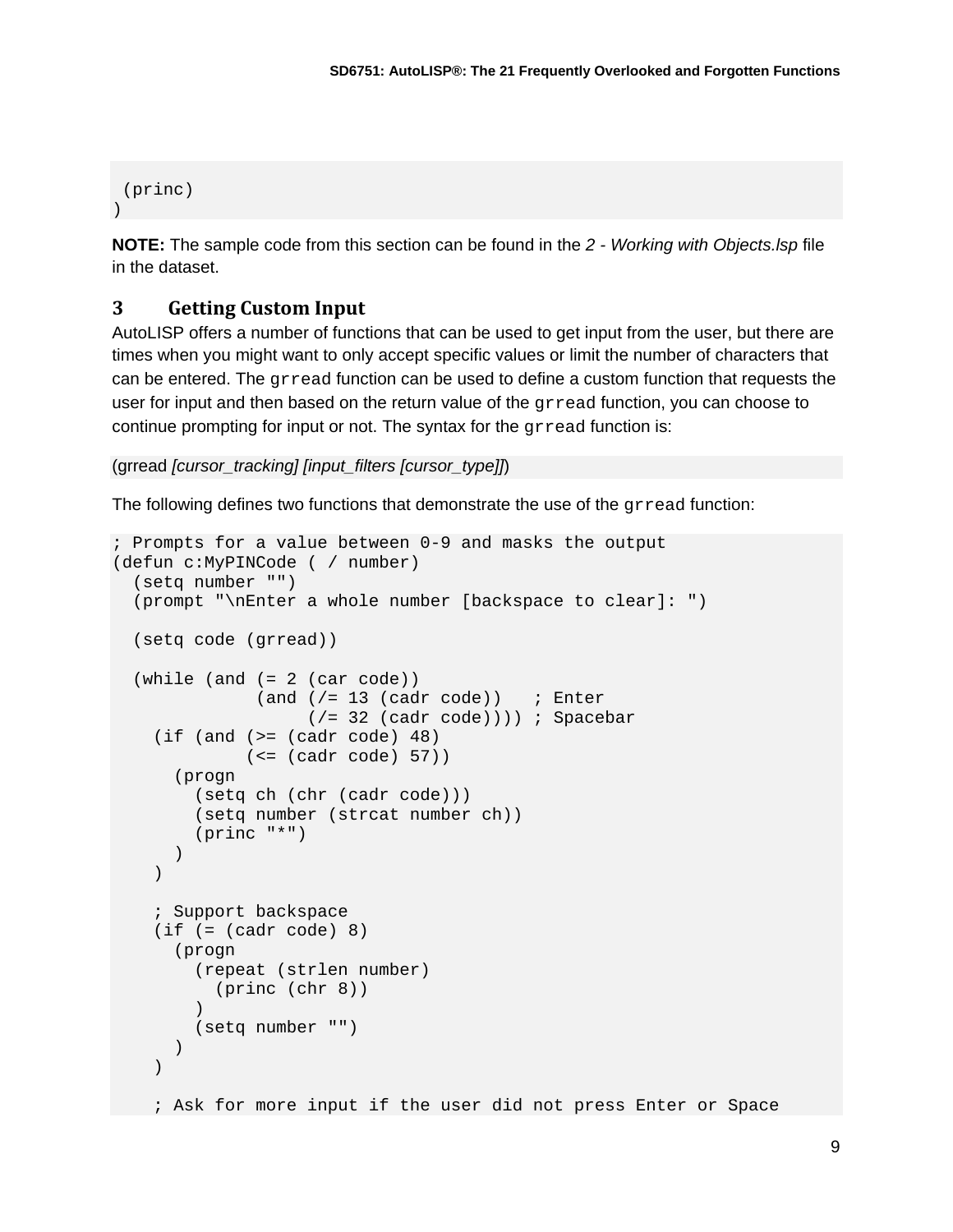```
 (princ)
)
```

**NOTE:** The sample code from this section can be found in the *2 - Working with Objects.lsp* file in the dataset.

## 3 Getting Custom Input

AutoLISP offers a number of functions that can be used to get input from the user, but there are times when you might want to only accept specific values or limit the number of characters that can be entered. The `grread` function can be used to define a custom function that requests the user for input and then based on the return value of the `grread` function, you can choose to continue prompting for input or not. The syntax for the `grread` function is:

(grread *[cursor_tracking] [input_filters [cursor_type]]*)

The following defines two functions that demonstrate the use of the `grread` function:

```
; Prompts for a value between 0-9 and masks the output
(defun c:MyPINCode ( / number)
  (setq number "")
  (prompt "\nEnter a whole number [backspace to clear]: ")

  (setq code (grread))

  (while (and (= 2 (car code))
              (and (/= 13 (cadr code))   ; Enter
                   (/= 32 (cadr code)))) ; Spacebar
    (if (and (>= (cadr code) 48)
             (<= (cadr code) 57))
      (progn
        (setq ch (chr (cadr code)))
        (setq number (strcat number ch))
        (princ "*")
      )
    )

    ; Support backspace
    (if (= (cadr code) 8)
      (progn
        (repeat (strlen number)
          (princ (chr 8))
        )
        (setq number "")
      )
    )

    ; Ask for more input if the user did not press Enter or Space
```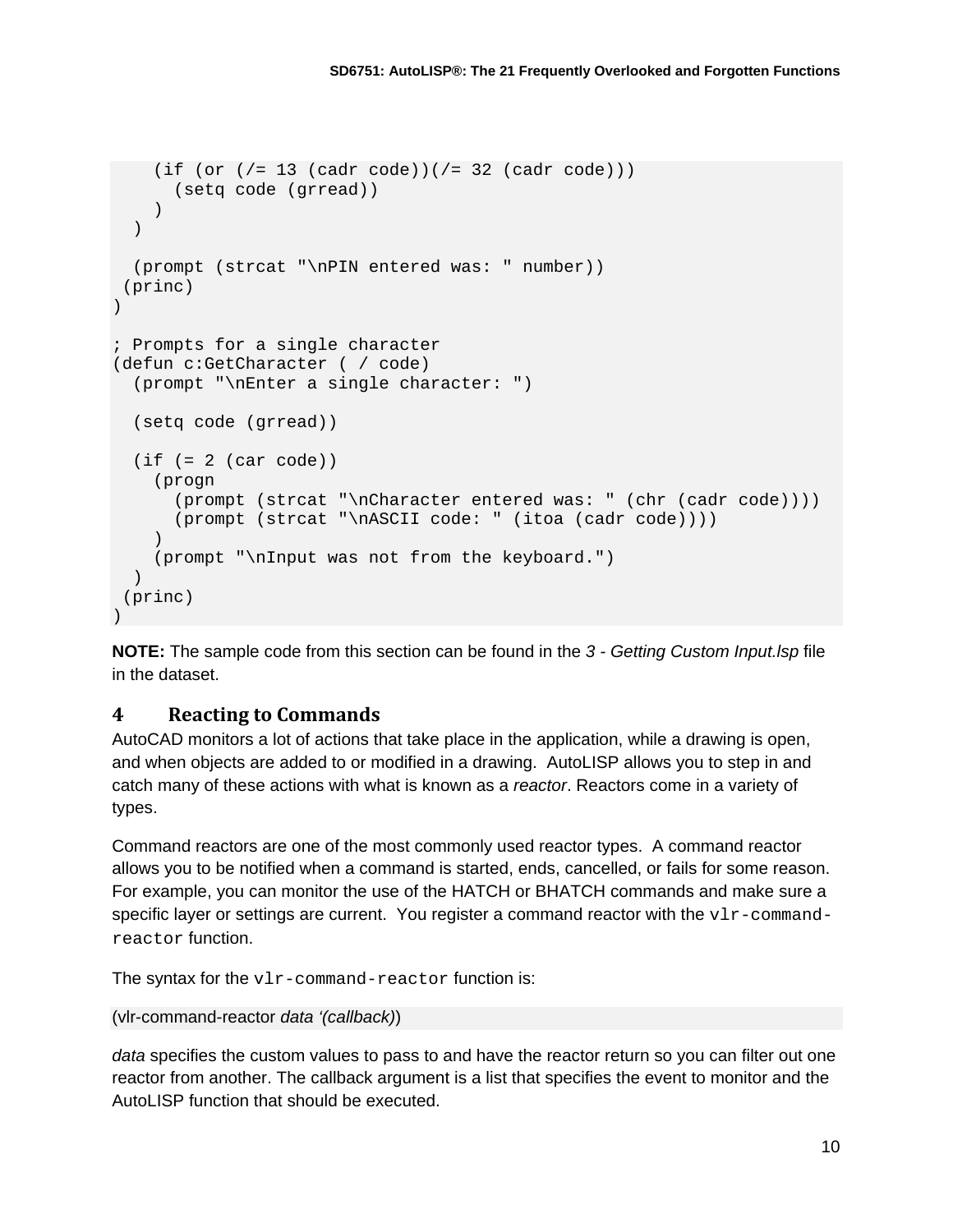```
    (if (or (/= 13 (cadr code))(/= 32 (cadr code)))
      (setq code (grread))
    )
  )

  (prompt (strcat "\nPIN entered was: " number))
 (princ)
)

; Prompts for a single character
(defun c:GetCharacter ( / code)
  (prompt "\nEnter a single character: ")

  (setq code (grread))

  (if (= 2 (car code))
    (progn
      (prompt (strcat "\nCharacter entered was: " (chr (cadr code))))
      (prompt (strcat "\nASCII code: " (itoa (cadr code))))
    )
    (prompt "\nInput was not from the keyboard.")
  )
 (princ)
)
```

**NOTE:** The sample code from this section can be found in the *3 - Getting Custom Input.lsp* file in the dataset.

# 4 Reacting to Commands

AutoCAD monitors a lot of actions that take place in the application, while a drawing is open, and when objects are added to or modified in a drawing. AutoLISP allows you to step in and catch many of these actions with what is known as a *reactor*. Reactors come in a variety of types.

Command reactors are one of the most commonly used reactor types. A command reactor allows you to be notified when a command is started, ends, cancelled, or fails for some reason. For example, you can monitor the use of the HATCH or BHATCH commands and make sure a specific layer or settings are current. You register a command reactor with the `vlr-command-reactor` function.

The syntax for the `vlr-command-reactor` function is:

```
(vlr-command-reactor data '(callback))
```

*data* specifies the custom values to pass to and have the reactor return so you can filter out one reactor from another. The callback argument is a list that specifies the event to monitor and the AutoLISP function that should be executed.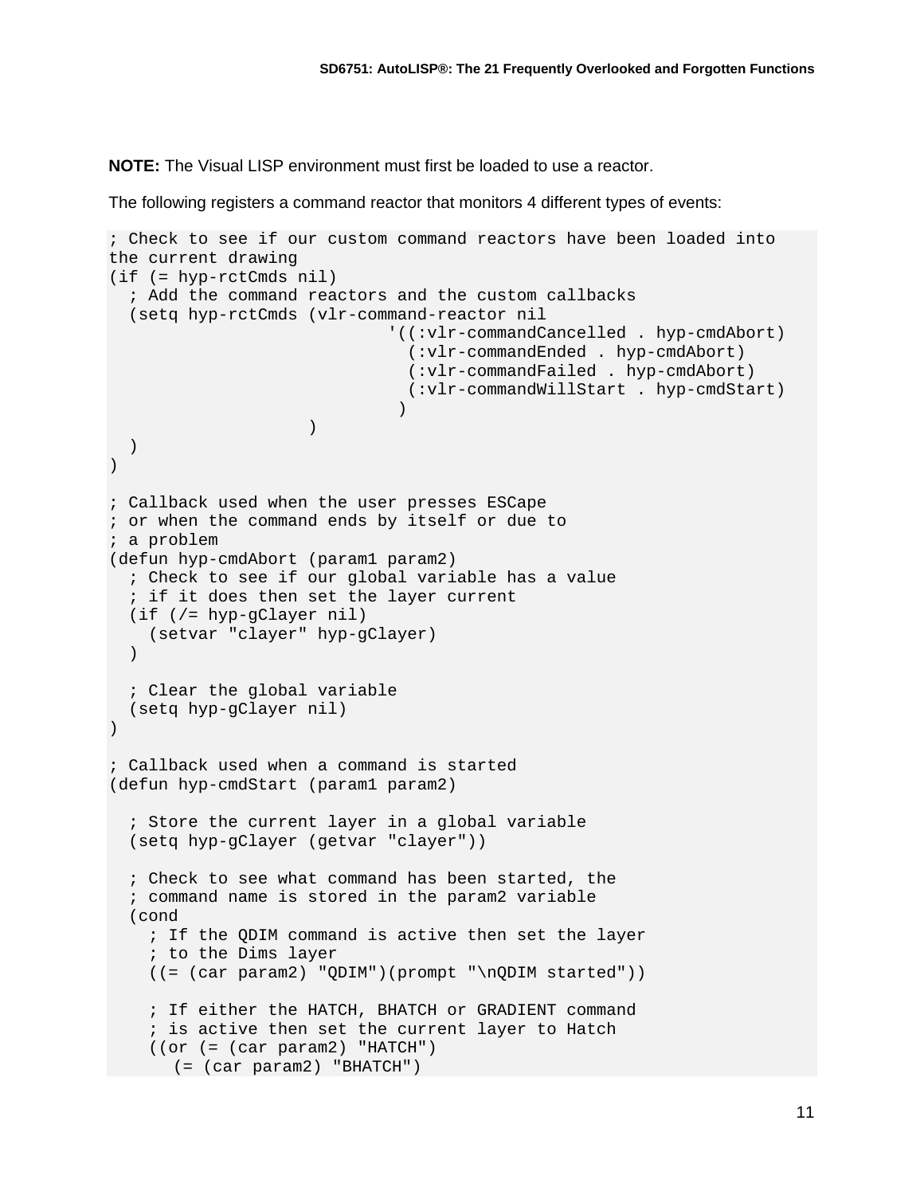**NOTE:** The Visual LISP environment must first be loaded to use a reactor.

The following registers a command reactor that monitors 4 different types of events:

```
; Check to see if our custom command reactors have been loaded into
the current drawing
(if (= hyp-rctCmds nil)
  ; Add the command reactors and the custom callbacks
  (setq hyp-rctCmds (vlr-command-reactor nil
                            '((:vlr-commandCancelled . hyp-cmdAbort)
                              (:vlr-commandEnded . hyp-cmdAbort)
                              (:vlr-commandFailed . hyp-cmdAbort)
                              (:vlr-commandWillStart . hyp-cmdStart)
                             )
                    )
  )
)

; Callback used when the user presses ESCape
; or when the command ends by itself or due to
; a problem
(defun hyp-cmdAbort (param1 param2)
  ; Check to see if our global variable has a value
  ; if it does then set the layer current
  (if (/= hyp-gClayer nil)
    (setvar "clayer" hyp-gClayer)
  )

  ; Clear the global variable
  (setq hyp-gClayer nil)
)

; Callback used when a command is started
(defun hyp-cmdStart (param1 param2)

  ; Store the current layer in a global variable
  (setq hyp-gClayer (getvar "clayer"))

  ; Check to see what command has been started, the
  ; command name is stored in the param2 variable
  (cond
    ; If the QDIM command is active then set the layer
    ; to the Dims layer
    ((= (car param2) "QDIM")(prompt "\nQDIM started"))

    ; If either the HATCH, BHATCH or GRADIENT command
    ; is active then set the current layer to Hatch
    ((or (= (car param2) "HATCH")
       (= (car param2) "BHATCH")
```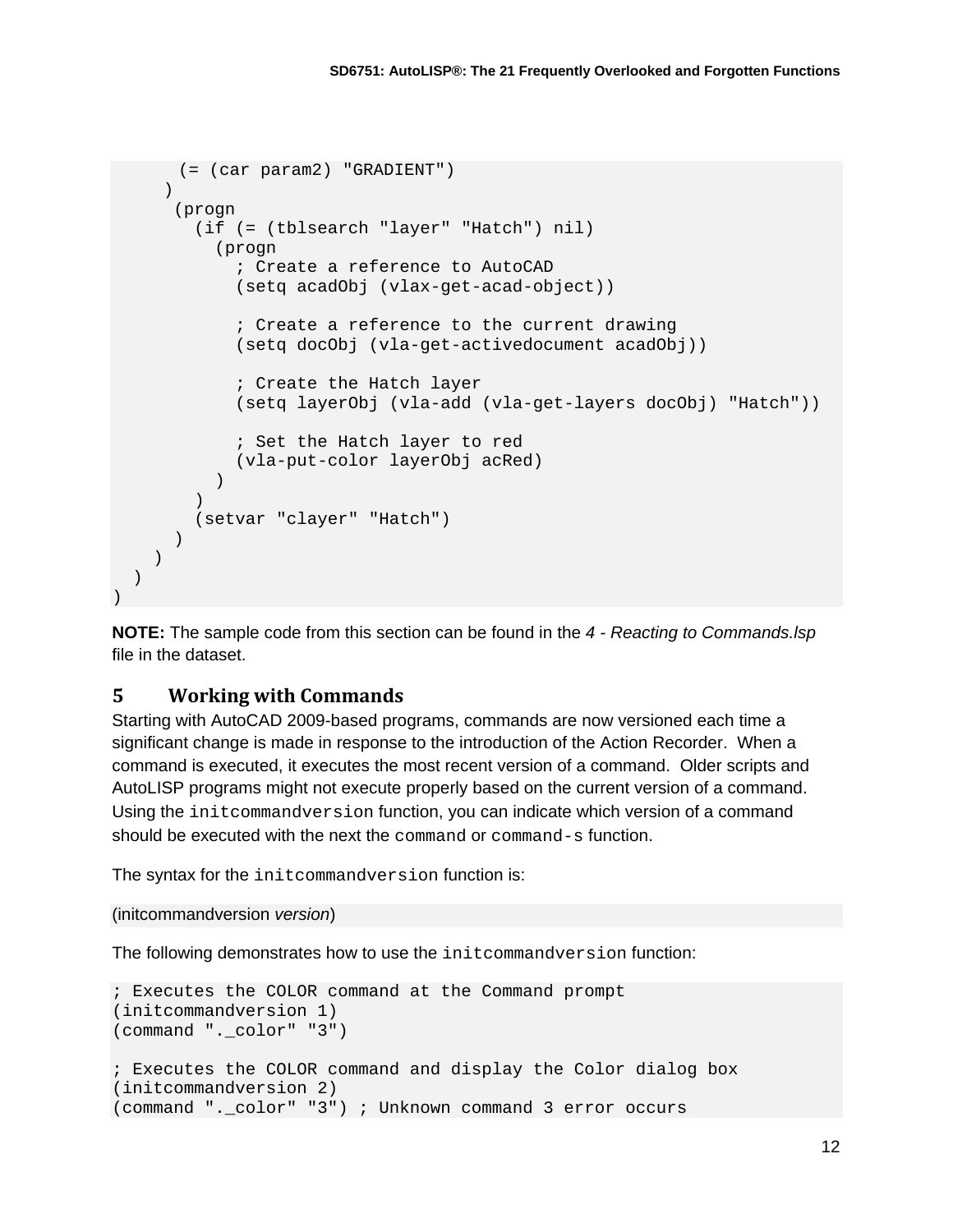```
      (= (car param2) "GRADIENT")
     )
      (progn
        (if (= (tblsearch "layer" "Hatch") nil)
          (progn
            ; Create a reference to AutoCAD
            (setq acadObj (vlax-get-acad-object))

            ; Create a reference to the current drawing
            (setq docObj (vla-get-activedocument acadObj))

            ; Create the Hatch layer
            (setq layerObj (vla-add (vla-get-layers docObj) "Hatch"))

            ; Set the Hatch layer to red
            (vla-put-color layerObj acRed)
          )
        )
        (setvar "clayer" "Hatch")
      )
    )
  )
)
```

**NOTE:** The sample code from this section can be found in the *4 - Reacting to Commands.lsp* file in the dataset.

# 5 Working with Commands

Starting with AutoCAD 2009-based programs, commands are now versioned each time a significant change is made in response to the introduction of the Action Recorder. When a command is executed, it executes the most recent version of a command. Older scripts and AutoLISP programs might not execute properly based on the current version of a command. Using the `initcommandversion` function, you can indicate which version of a command should be executed with the next the `command` or `command-s` function.

The syntax for the `initcommandversion` function is:

```
(initcommandversion version)
```

The following demonstrates how to use the `initcommandversion` function:

```
; Executes the COLOR command at the Command prompt
(initcommandversion 1)
(command "._color" "3")

; Executes the COLOR command and display the Color dialog box
(initcommandversion 2)
(command "._color" "3") ; Unknown command 3 error occurs
```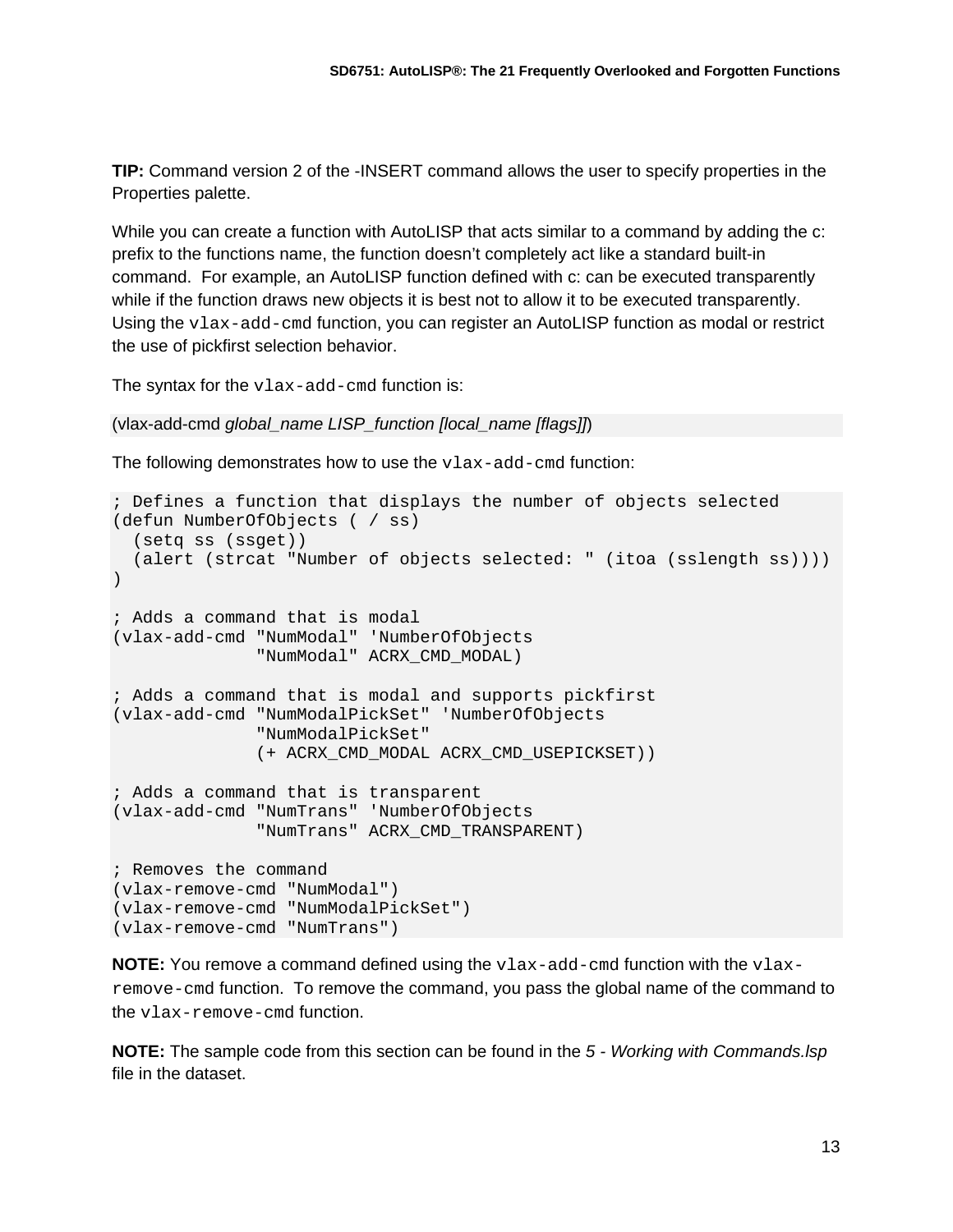**TIP:** Command version 2 of the -INSERT command allows the user to specify properties in the Properties palette.

While you can create a function with AutoLISP that acts similar to a command by adding the c: prefix to the functions name, the function doesn't completely act like a standard built-in command. For example, an AutoLISP function defined with c: can be executed transparently while if the function draws new objects it is best not to allow it to be executed transparently. Using the `vlax-add-cmd` function, you can register an AutoLISP function as modal or restrict the use of pickfirst selection behavior.

The syntax for the `vlax-add-cmd` function is:

(vlax-add-cmd *global_name LISP_function [local_name [flags]]*)

The following demonstrates how to use the `vlax-add-cmd` function:

```
; Defines a function that displays the number of objects selected
(defun NumberOfObjects ( / ss)
  (setq ss (ssget))
  (alert (strcat "Number of objects selected: " (itoa (sslength ss))))
)

; Adds a command that is modal
(vlax-add-cmd "NumModal" 'NumberOfObjects
              "NumModal" ACRX_CMD_MODAL)

; Adds a command that is modal and supports pickfirst
(vlax-add-cmd "NumModalPickSet" 'NumberOfObjects
              "NumModalPickSet"
              (+ ACRX_CMD_MODAL ACRX_CMD_USEPICKSET))

; Adds a command that is transparent
(vlax-add-cmd "NumTrans" 'NumberOfObjects
              "NumTrans" ACRX_CMD_TRANSPARENT)

; Removes the command
(vlax-remove-cmd "NumModal")
(vlax-remove-cmd "NumModalPickSet")
(vlax-remove-cmd "NumTrans")
```

**NOTE:** You remove a command defined using the `vlax-add-cmd` function with the `vlax-remove-cmd` function. To remove the command, you pass the global name of the command to the `vlax-remove-cmd` function.

**NOTE:** The sample code from this section can be found in the *5 - Working with Commands.lsp* file in the dataset.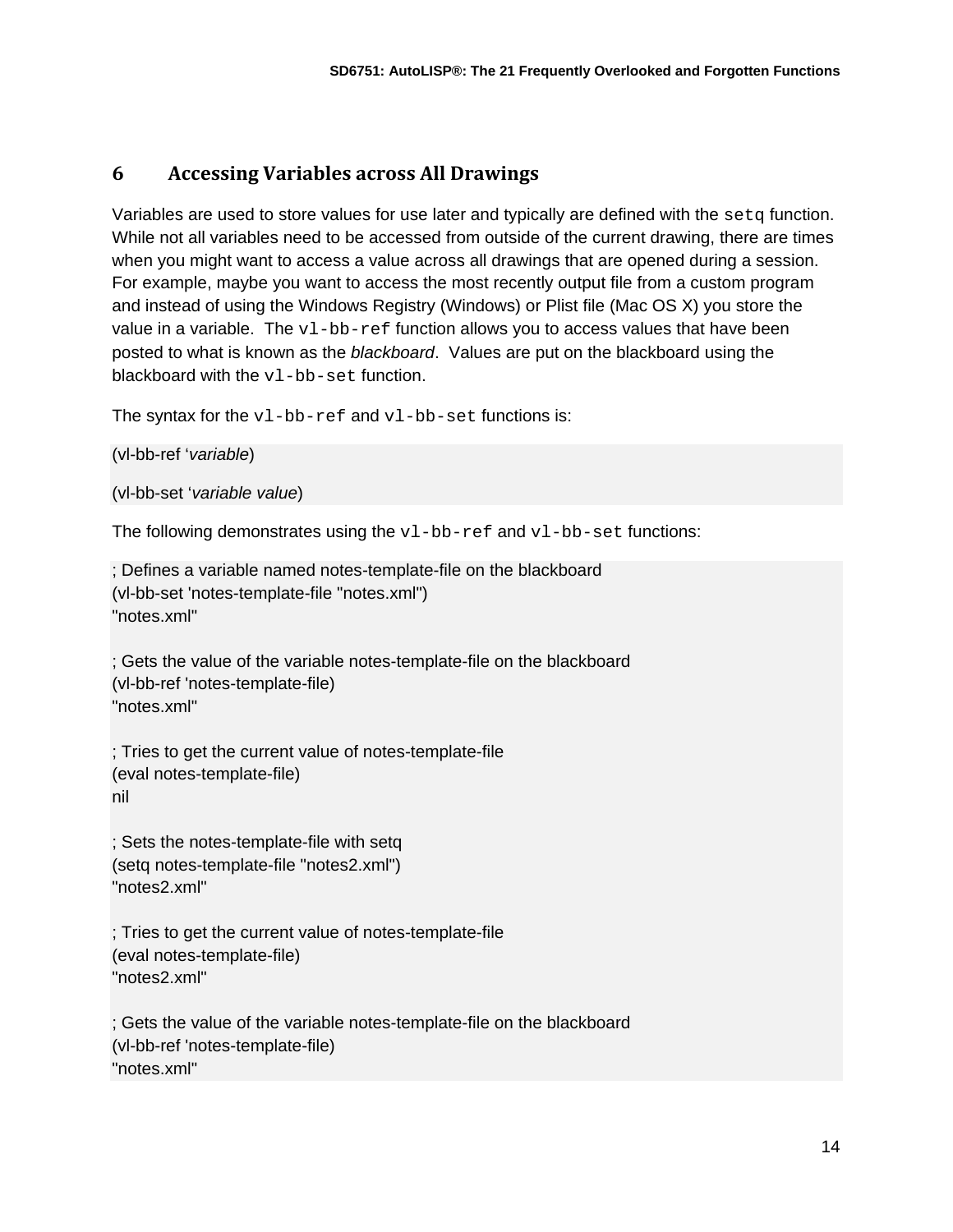## 6 Accessing Variables across All Drawings

Variables are used to store values for use later and typically are defined with the `setq` function. While not all variables need to be accessed from outside of the current drawing, there are times when you might want to access a value across all drawings that are opened during a session. For example, maybe you want to access the most recently output file from a custom program and instead of using the Windows Registry (Windows) or Plist file (Mac OS X) you store the value in a variable. The `vl-bb-ref` function allows you to access values that have been posted to what is known as the *blackboard*. Values are put on the blackboard using the blackboard with the `vl-bb-set` function.

The syntax for the `vl-bb-ref` and `vl-bb-set` functions is:

```
(vl-bb-ref 'variable)

(vl-bb-set 'variable value)
```

The following demonstrates using the `vl-bb-ref` and `vl-bb-set` functions:

```
; Defines a variable named notes-template-file on the blackboard
(vl-bb-set 'notes-template-file "notes.xml")
"notes.xml"

; Gets the value of the variable notes-template-file on the blackboard
(vl-bb-ref 'notes-template-file)
"notes.xml"

; Tries to get the current value of notes-template-file
(eval notes-template-file)
nil

; Sets the notes-template-file with setq
(setq notes-template-file "notes2.xml")
"notes2.xml"

; Tries to get the current value of notes-template-file
(eval notes-template-file)
"notes2.xml"

; Gets the value of the variable notes-template-file on the blackboard
(vl-bb-ref 'notes-template-file)
"notes.xml"
```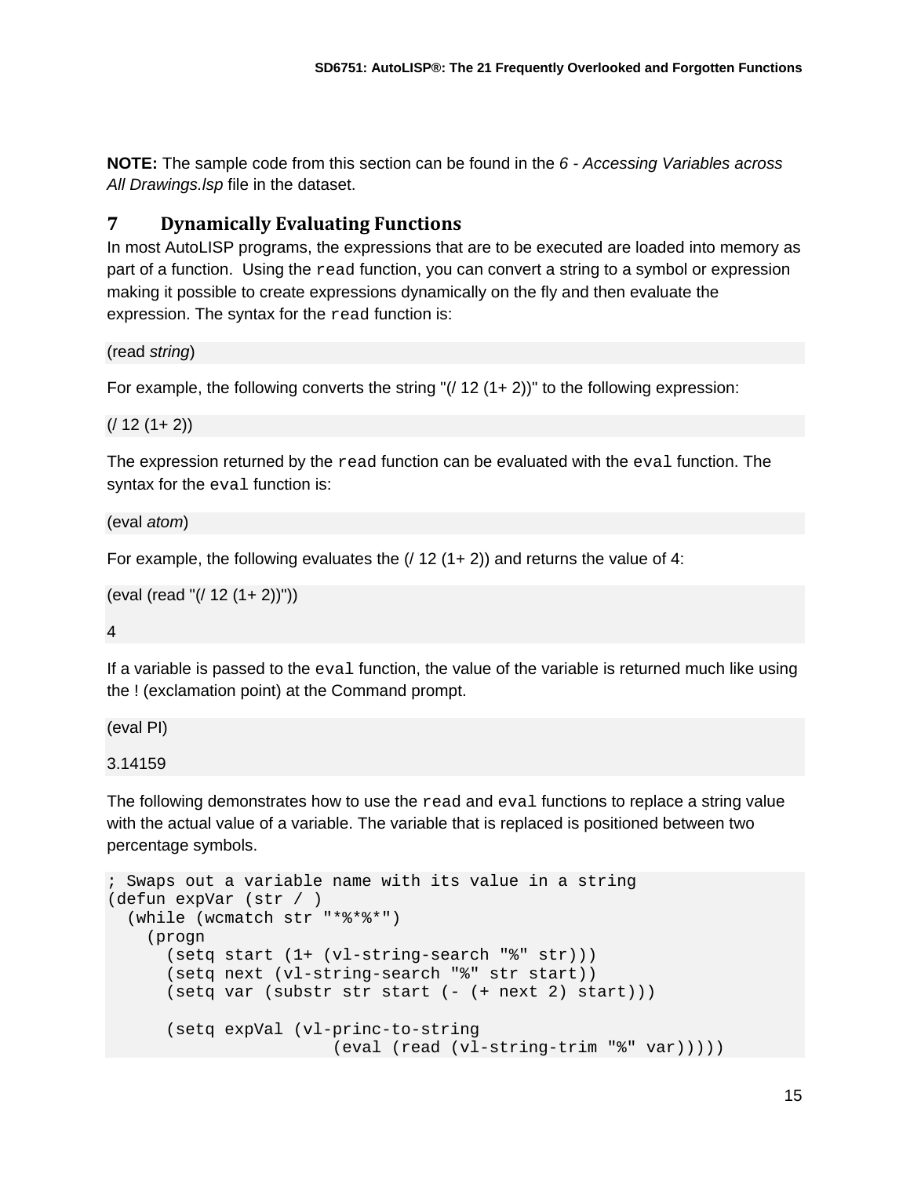**NOTE:** The sample code from this section can be found in the *6 - Accessing Variables across All Drawings.lsp* file in the dataset.

## 7 Dynamically Evaluating Functions

In most AutoLISP programs, the expressions that are to be executed are loaded into memory as part of a function. Using the `read` function, you can convert a string to a symbol or expression making it possible to create expressions dynamically on the fly and then evaluate the expression. The syntax for the `read` function is:

```
(read string)
```

For example, the following converts the string "(/ 12 (1+ 2))" to the following expression:

```
(/ 12 (1+ 2))
```

The expression returned by the `read` function can be evaluated with the `eval` function. The syntax for the `eval` function is:

```
(eval atom)
```

For example, the following evaluates the (/ 12 (1+ 2)) and returns the value of 4:

```
(eval (read "(/ 12 (1+ 2))"))

4
```

If a variable is passed to the `eval` function, the value of the variable is returned much like using the ! (exclamation point) at the Command prompt.

```
(eval PI)

3.14159
```

The following demonstrates how to use the `read` and `eval` functions to replace a string value with the actual value of a variable. The variable that is replaced is positioned between two percentage symbols.

```
; Swaps out a variable name with its value in a string
(defun expVar (str / )
  (while (wcmatch str "*%*%*")
    (progn
      (setq start (1+ (vl-string-search "%" str)))
      (setq next (vl-string-search "%" str start))
      (setq var (substr str start (- (+ next 2) start)))

      (setq expVal (vl-princ-to-string
                     (eval (read (vl-string-trim "%" var)))))
```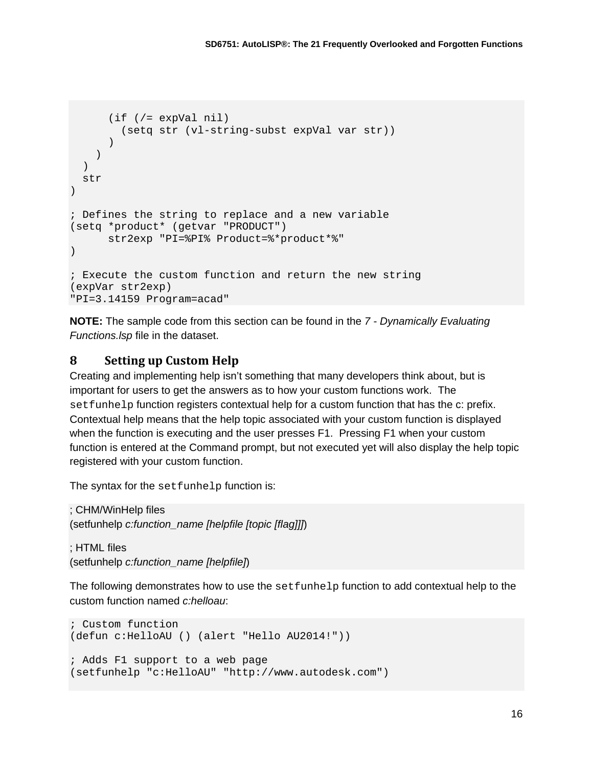```
      (if (/= expVal nil)
        (setq str (vl-string-subst expVal var str))
      )
    )
  )
  str
)

; Defines the string to replace and a new variable
(setq *product* (getvar "PRODUCT")
      str2exp "PI=%PI% Product=%*product*%"
)

; Execute the custom function and return the new string
(expVar str2exp)
"PI=3.14159 Program=acad"
```

**NOTE:** The sample code from this section can be found in the *7 - Dynamically Evaluating Functions.lsp* file in the dataset.

## 8 Setting up Custom Help

Creating and implementing help isn't something that many developers think about, but is important for users to get the answers as to how your custom functions work. The `setfunhelp` function registers contextual help for a custom function that has the c: prefix. Contextual help means that the help topic associated with your custom function is displayed when the function is executing and the user presses F1. Pressing F1 when your custom function is entered at the Command prompt, but not executed yet will also display the help topic registered with your custom function.

The syntax for the `setfunhelp` function is:

```
; CHM/WinHelp files
(setfunhelp c:function_name [helpfile [topic [flag]]])

; HTML files
(setfunhelp c:function_name [helpfile])
```

The following demonstrates how to use the `setfunhelp` function to add contextual help to the custom function named *c:helloau*:

```
; Custom function
(defun c:HelloAU () (alert "Hello AU2014!"))

; Adds F1 support to a web page
(setfunhelp "c:HelloAU" "http://www.autodesk.com")
```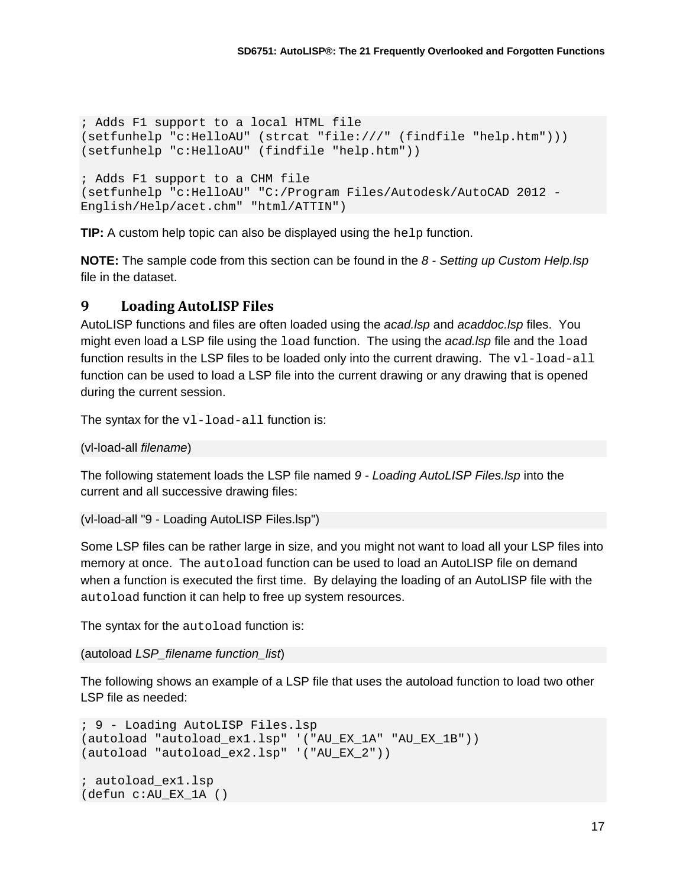```
; Adds F1 support to a local HTML file
(setfunhelp "c:HelloAU" (strcat "file:///" (findfile "help.htm")))
(setfunhelp "c:HelloAU" (findfile "help.htm"))

; Adds F1 support to a CHM file
(setfunhelp "c:HelloAU" "C:/Program Files/Autodesk/AutoCAD 2012 - English/Help/acet.chm" "html/ATTIN")
```

**TIP:** A custom help topic can also be displayed using the `help` function.

**NOTE:** The sample code from this section can be found in the *8 - Setting up Custom Help.lsp* file in the dataset.

## 9 Loading AutoLISP Files

AutoLISP functions and files are often loaded using the *acad.lsp* and *acaddoc.lsp* files. You might even load a LSP file using the `load` function. The using the *acad.lsp* file and the `load` function results in the LSP files to be loaded only into the current drawing. The `vl-load-all` function can be used to load a LSP file into the current drawing or any drawing that is opened during the current session.

The syntax for the `vl-load-all` function is:

(vl-load-all *filename*)

The following statement loads the LSP file named *9 - Loading AutoLISP Files.lsp* into the current and all successive drawing files:

```
(vl-load-all "9 - Loading AutoLISP Files.lsp")
```

Some LSP files can be rather large in size, and you might not want to load all your LSP files into memory at once. The `autoload` function can be used to load an AutoLISP file on demand when a function is executed the first time. By delaying the loading of an AutoLISP file with the `autoload` function it can help to free up system resources.

The syntax for the `autoload` function is:

(autoload *LSP_filename function_list*)

The following shows an example of a LSP file that uses the autoload function to load two other LSP file as needed:

```
; 9 - Loading AutoLISP Files.lsp
(autoload "autoload_ex1.lsp" '("AU_EX_1A" "AU_EX_1B"))
(autoload "autoload_ex2.lsp" '("AU_EX_2"))

; autoload_ex1.lsp
(defun c:AU_EX_1A ()
```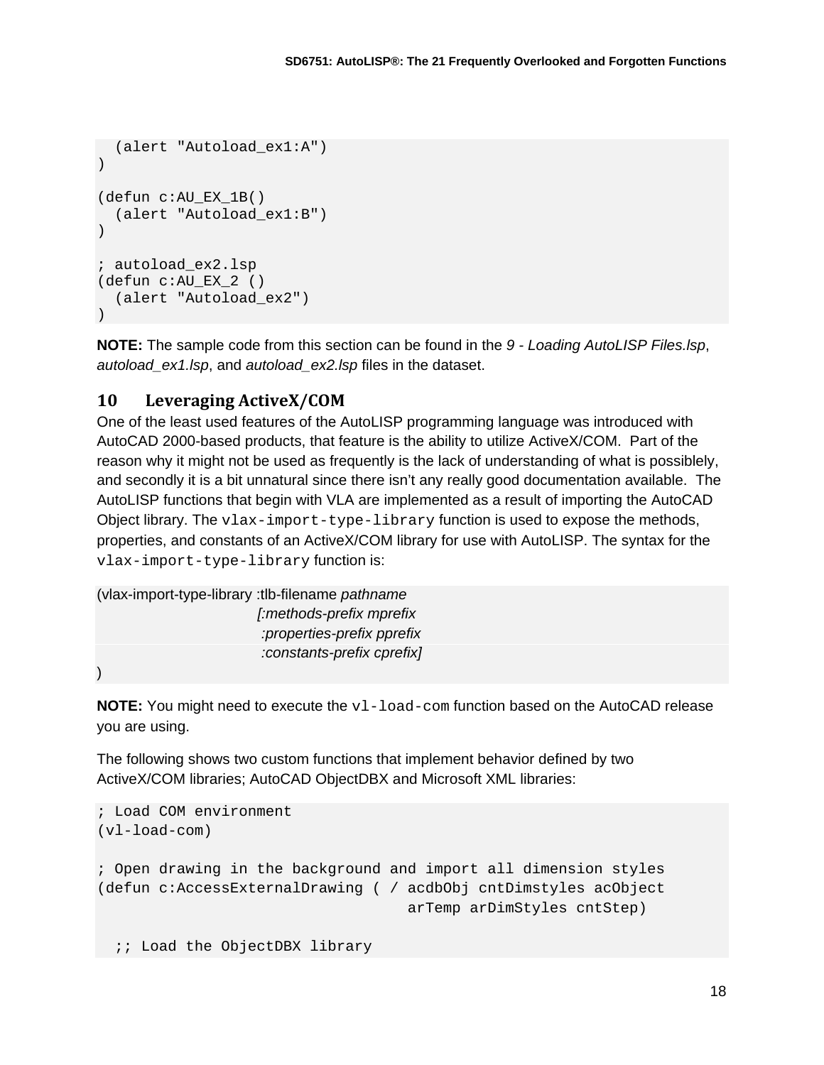```
  (alert "Autoload_ex1:A")
)

(defun c:AU_EX_1B()
  (alert "Autoload_ex1:B")
)

; autoload_ex2.lsp
(defun c:AU_EX_2 ()
  (alert "Autoload_ex2")
)
```

**NOTE:** The sample code from this section can be found in the *9 - Loading AutoLISP Files.lsp*, *autoload_ex1.lsp*, and *autoload_ex2.lsp* files in the dataset.

## 10 Leveraging ActiveX/COM

One of the least used features of the AutoLISP programming language was introduced with AutoCAD 2000-based products, that feature is the ability to utilize ActiveX/COM. Part of the reason why it might not be used as frequently is the lack of understanding of what is possiblely, and secondly it is a bit unnatural since there isn't any really good documentation available. The AutoLISP functions that begin with VLA are implemented as a result of importing the AutoCAD Object library. The `vlax-import-type-library` function is used to expose the methods, properties, and constants of an ActiveX/COM library for use with AutoLISP. The syntax for the `vlax-import-type-library` function is:

```
(vlax-import-type-library :tlb-filename pathname
                          [:methods-prefix mprefix
                           :properties-prefix pprefix
                           :constants-prefix cprefix]
)
```

**NOTE:** You might need to execute the `vl-load-com` function based on the AutoCAD release you are using.

The following shows two custom functions that implement behavior defined by two ActiveX/COM libraries; AutoCAD ObjectDBX and Microsoft XML libraries:

```
; Load COM environment
(vl-load-com)

; Open drawing in the background and import all dimension styles
(defun c:AccessExternalDrawing ( / acdbObj cntDimstyles acObject
                                   arTemp arDimStyles cntStep)

  ;; Load the ObjectDBX library
```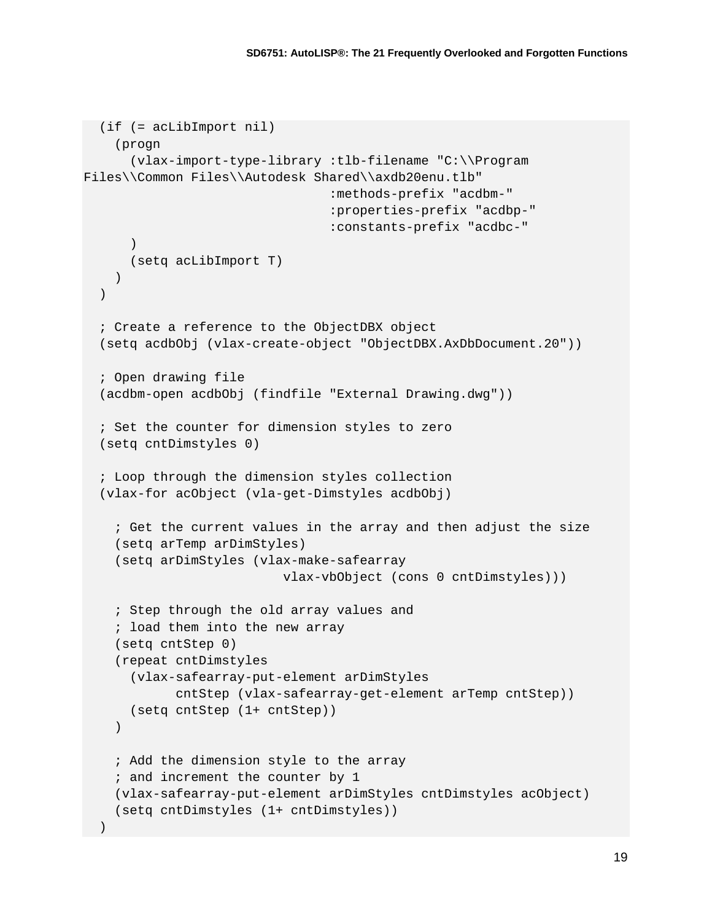```
  (if (= acLibImport nil)
    (progn
      (vlax-import-type-library :tlb-filename "C:\\Program
Files\\Common Files\\Autodesk Shared\\axdb20enu.tlb"
                              :methods-prefix "acdbm-"
                              :properties-prefix "acdbp-"
                              :constants-prefix "acdbc-"
      )
      (setq acLibImport T)
    )
  )

  ; Create a reference to the ObjectDBX object
  (setq acdbObj (vlax-create-object "ObjectDBX.AxDbDocument.20"))

  ; Open drawing file
  (acdbm-open acdbObj (findfile "External Drawing.dwg"))

  ; Set the counter for dimension styles to zero
  (setq cntDimstyles 0)

  ; Loop through the dimension styles collection
  (vlax-for acObject (vla-get-Dimstyles acdbObj)

    ; Get the current values in the array and then adjust the size
    (setq arTemp arDimStyles)
    (setq arDimStyles (vlax-make-safearray
                         vlax-vbObject (cons 0 cntDimstyles)))

    ; Step through the old array values and
    ; load them into the new array
    (setq cntStep 0)
    (repeat cntDimstyles
      (vlax-safearray-put-element arDimStyles
           cntStep (vlax-safearray-get-element arTemp cntStep))
      (setq cntStep (1+ cntStep))
    )

    ; Add the dimension style to the array
    ; and increment the counter by 1
    (vlax-safearray-put-element arDimStyles cntDimstyles acObject)
    (setq cntDimstyles (1+ cntDimstyles))
  )
```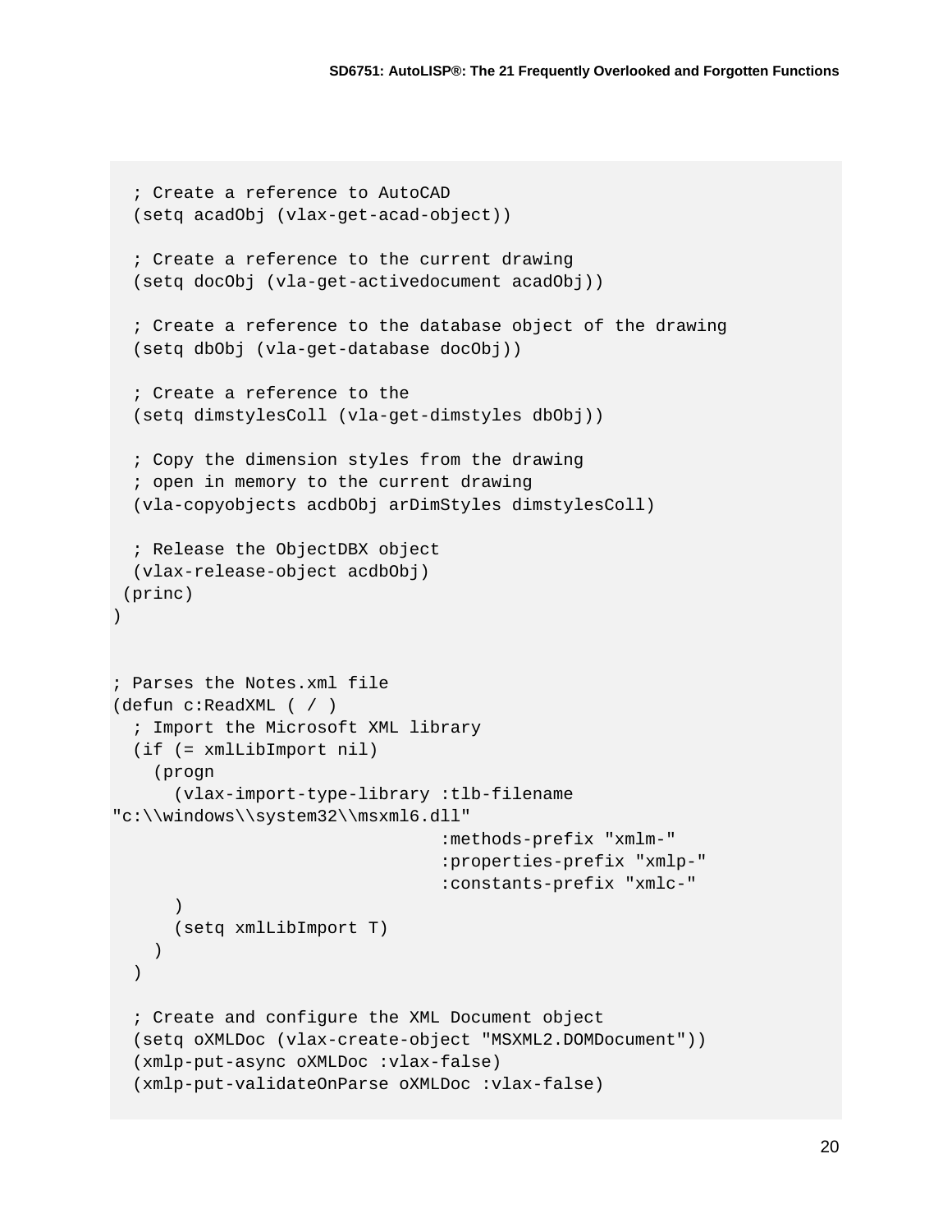```
  ; Create a reference to AutoCAD
  (setq acadObj (vlax-get-acad-object))

  ; Create a reference to the current drawing
  (setq docObj (vla-get-activedocument acadObj))

  ; Create a reference to the database object of the drawing
  (setq dbObj (vla-get-database docObj))

  ; Create a reference to the
  (setq dimstylesColl (vla-get-dimstyles dbObj))

  ; Copy the dimension styles from the drawing
  ; open in memory to the current drawing
  (vla-copyobjects acdbObj arDimStyles dimstylesColl)

  ; Release the ObjectDBX object
  (vlax-release-object acdbObj)
 (princ)
)


; Parses the Notes.xml file
(defun c:ReadXML ( / )
  ; Import the Microsoft XML library
  (if (= xmlLibImport nil)
    (progn
      (vlax-import-type-library :tlb-filename
"c:\\windows\\system32\\msxml6.dll"
                                :methods-prefix "xmlm-"
                                :properties-prefix "xmlp-"
                                :constants-prefix "xmlc-"
      )
      (setq xmlLibImport T)
    )
  )

  ; Create and configure the XML Document object
  (setq oXMLDoc (vlax-create-object "MSXML2.DOMDocument"))
  (xmlp-put-async oXMLDoc :vlax-false)
  (xmlp-put-validateOnParse oXMLDoc :vlax-false)
```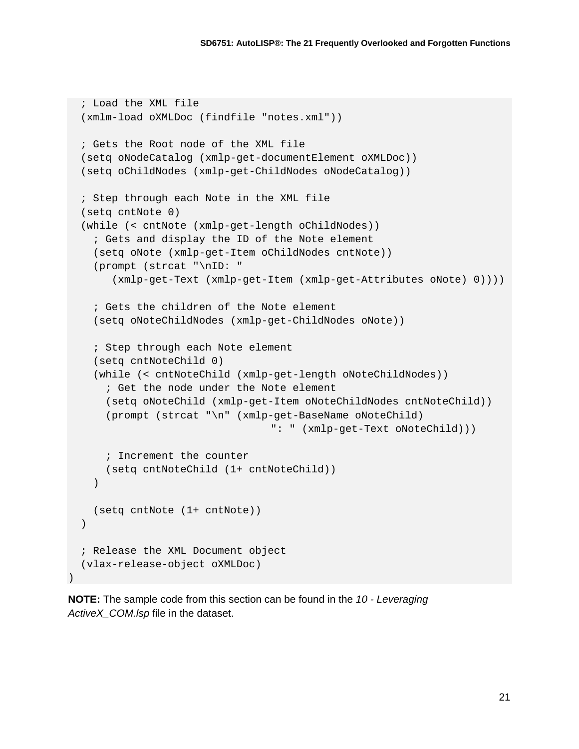```
  ; Load the XML file
  (xmlm-load oXMLDoc (findfile "notes.xml"))

  ; Gets the Root node of the XML file
  (setq oNodeCatalog (xmlp-get-documentElement oXMLDoc))
  (setq oChildNodes (xmlp-get-ChildNodes oNodeCatalog))

  ; Step through each Note in the XML file
  (setq cntNote 0)
  (while (< cntNote (xmlp-get-length oChildNodes))
    ; Gets and display the ID of the Note element
    (setq oNote (xmlp-get-Item oChildNodes cntNote))
    (prompt (strcat "\nID: "
       (xmlp-get-Text (xmlp-get-Item (xmlp-get-Attributes oNote) 0))))

    ; Gets the children of the Note element
    (setq oNoteChildNodes (xmlp-get-ChildNodes oNote))

    ; Step through each Note element
    (setq cntNoteChild 0)
    (while (< cntNoteChild (xmlp-get-length oNoteChildNodes))
      ; Get the node under the Note element
      (setq oNoteChild (xmlp-get-Item oNoteChildNodes cntNoteChild))
      (prompt (strcat "\n" (xmlp-get-BaseName oNoteChild)
                             ": " (xmlp-get-Text oNoteChild)))

      ; Increment the counter
      (setq cntNoteChild (1+ cntNoteChild))
    )

    (setq cntNote (1+ cntNote))
  )

  ; Release the XML Document object
  (vlax-release-object oXMLDoc)
)
```

**NOTE:** The sample code from this section can be found in the *10 - Leveraging ActiveX_COM.lsp* file in the dataset.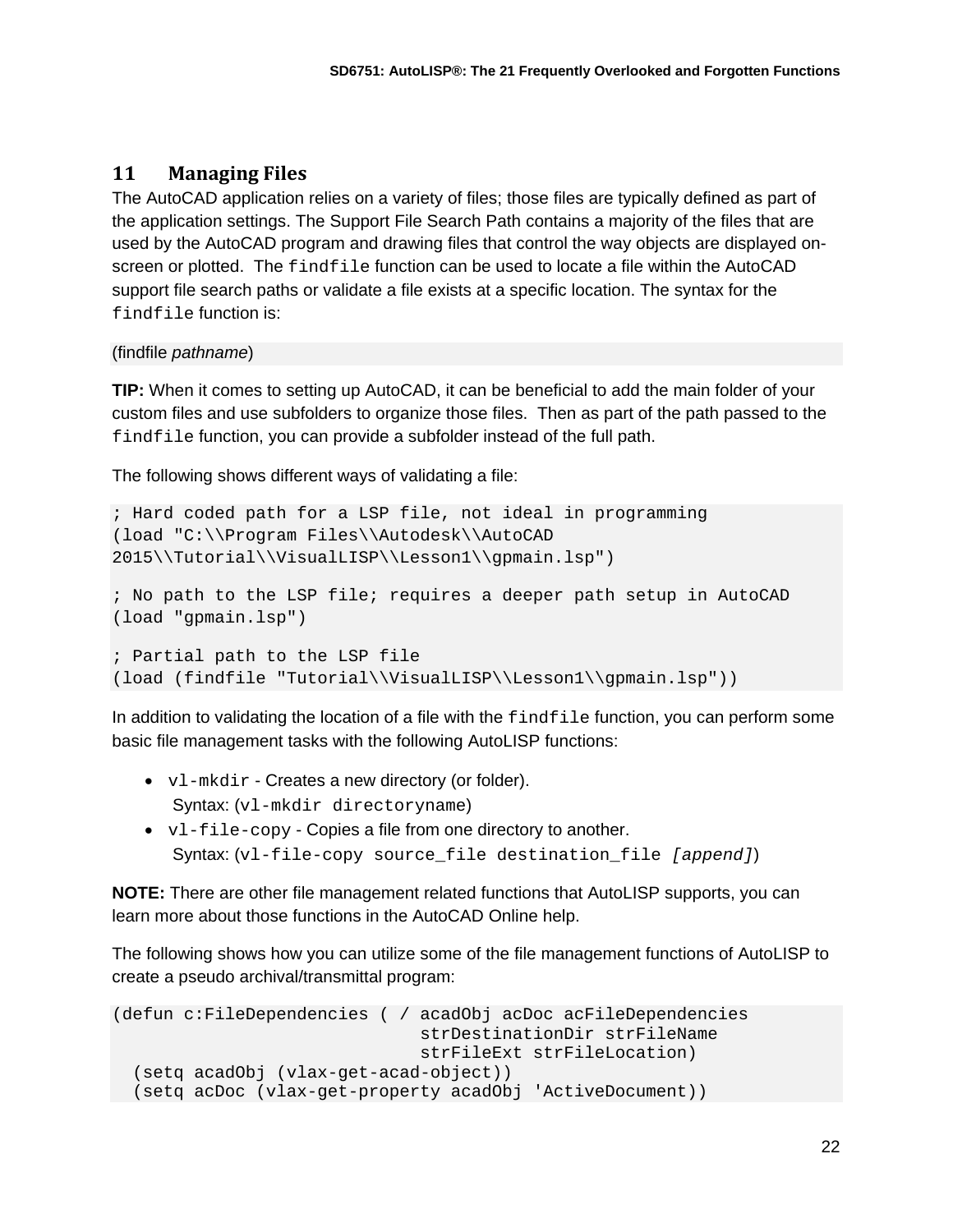## 11 Managing Files

The AutoCAD application relies on a variety of files; those files are typically defined as part of the application settings. The Support File Search Path contains a majority of the files that are used by the AutoCAD program and drawing files that control the way objects are displayed on-screen or plotted. The `findfile` function can be used to locate a file within the AutoCAD support file search paths or validate a file exists at a specific location. The syntax for the `findfile` function is:

```
(findfile pathname)
```

**TIP:** When it comes to setting up AutoCAD, it can be beneficial to add the main folder of your custom files and use subfolders to organize those files. Then as part of the path passed to the `findfile` function, you can provide a subfolder instead of the full path.

The following shows different ways of validating a file:

```
; Hard coded path for a LSP file, not ideal in programming
(load "C:\\Program Files\\Autodesk\\AutoCAD
2015\\Tutorial\\VisualLISP\\Lesson1\\gpmain.lsp")

; No path to the LSP file; requires a deeper path setup in AutoCAD
(load "gpmain.lsp")

; Partial path to the LSP file
(load (findfile "Tutorial\\VisualLISP\\Lesson1\\gpmain.lsp"))
```

In addition to validating the location of a file with the `findfile` function, you can perform some basic file management tasks with the following AutoLISP functions:

- `vl-mkdir` - Creates a new directory (or folder).
  Syntax: (`vl-mkdir directoryname`)
- `vl-file-copy` - Copies a file from one directory to another.
  Syntax: (`vl-file-copy source_file destination_file` *`[append]`*)

**NOTE:** There are other file management related functions that AutoLISP supports, you can learn more about those functions in the AutoCAD Online help.

The following shows how you can utilize some of the file management functions of AutoLISP to create a pseudo archival/transmittal program:

```
(defun c:FileDependencies ( / acadObj acDoc acFileDependencies
                              strDestinationDir strFileName
                              strFileExt strFileLocation)
  (setq acadObj (vlax-get-acad-object))
  (setq acDoc (vlax-get-property acadObj 'ActiveDocument))
```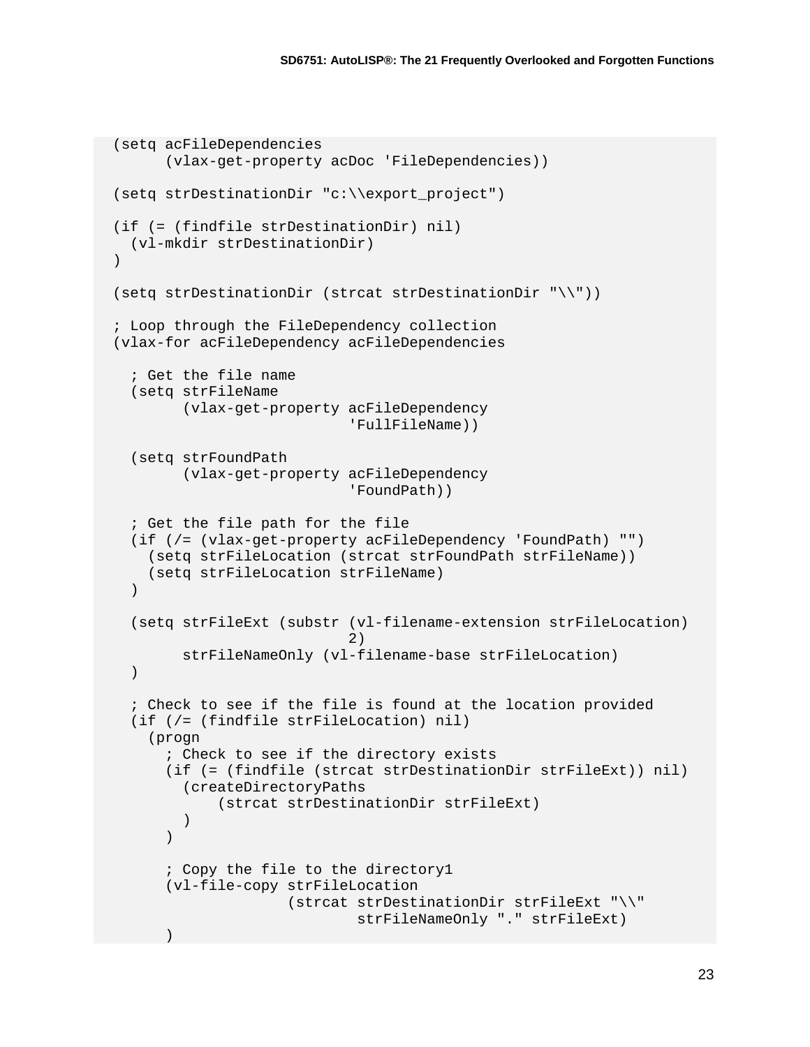```
(setq acFileDependencies
      (vlax-get-property acDoc 'FileDependencies))

(setq strDestinationDir "c:\\export_project")

(if (= (findfile strDestinationDir) nil)
  (vl-mkdir strDestinationDir)
)

(setq strDestinationDir (strcat strDestinationDir "\\"))

; Loop through the FileDependency collection
(vlax-for acFileDependency acFileDependencies

  ; Get the file name
  (setq strFileName
        (vlax-get-property acFileDependency
                           'FullFileName))

  (setq strFoundPath
        (vlax-get-property acFileDependency
                           'FoundPath))

  ; Get the file path for the file
  (if (/= (vlax-get-property acFileDependency 'FoundPath) "")
    (setq strFileLocation (strcat strFoundPath strFileName))
    (setq strFileLocation strFileName)
  )

  (setq strFileExt (substr (vl-filename-extension strFileLocation)
                           2)
        strFileNameOnly (vl-filename-base strFileLocation)
  )

  ; Check to see if the file is found at the location provided
  (if (/= (findfile strFileLocation) nil)
    (progn
      ; Check to see if the directory exists
      (if (= (findfile (strcat strDestinationDir strFileExt)) nil)
        (createDirectoryPaths
            (strcat strDestinationDir strFileExt)
        )
      )

      ; Copy the file to the directory1
      (vl-file-copy strFileLocation
                    (strcat strDestinationDir strFileExt "\\"
                            strFileNameOnly "." strFileExt)
      )
```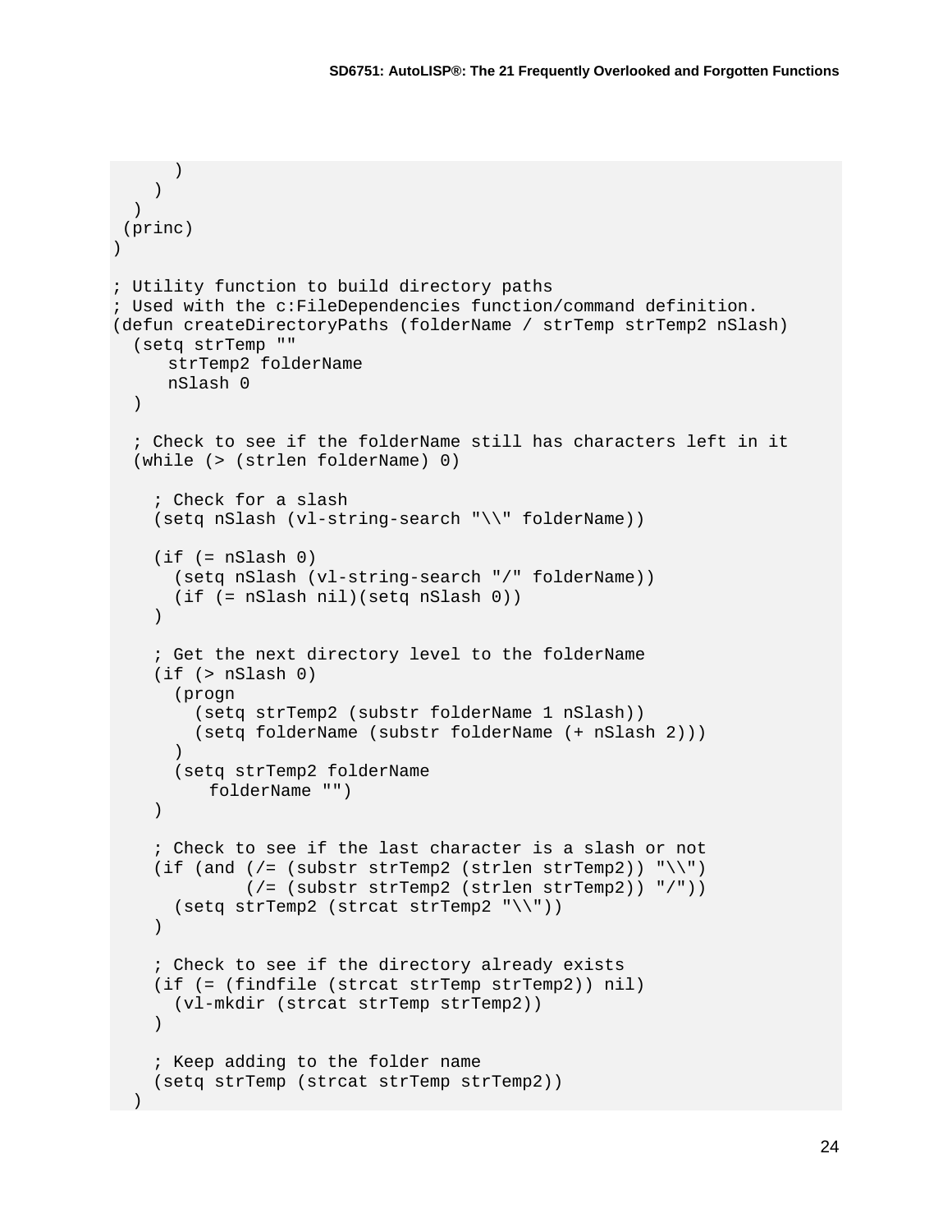```
      )
    )
  )
 (princ)
)

; Utility function to build directory paths
; Used with the c:FileDependencies function/command definition.
(defun createDirectoryPaths (folderName / strTemp strTemp2 nSlash)
  (setq strTemp ""
      strTemp2 folderName
      nSlash 0
  )

  ; Check to see if the folderName still has characters left in it
  (while (> (strlen folderName) 0)

    ; Check for a slash
    (setq nSlash (vl-string-search "\\" folderName))

    (if (= nSlash 0)
      (setq nSlash (vl-string-search "/" folderName))
      (if (= nSlash nil)(setq nSlash 0))
    )

    ; Get the next directory level to the folderName
    (if (> nSlash 0)
      (progn
        (setq strTemp2 (substr folderName 1 nSlash))
        (setq folderName (substr folderName (+ nSlash 2)))
      )
      (setq strTemp2 folderName
          folderName "")
    )

    ; Check to see if the last character is a slash or not
    (if (and (/= (substr strTemp2 (strlen strTemp2)) "\\")
             (/= (substr strTemp2 (strlen strTemp2)) "/"))
      (setq strTemp2 (strcat strTemp2 "\\"))
    )

    ; Check to see if the directory already exists
    (if (= (findfile (strcat strTemp strTemp2)) nil)
      (vl-mkdir (strcat strTemp strTemp2))
    )

    ; Keep adding to the folder name
    (setq strTemp (strcat strTemp strTemp2))
  )
```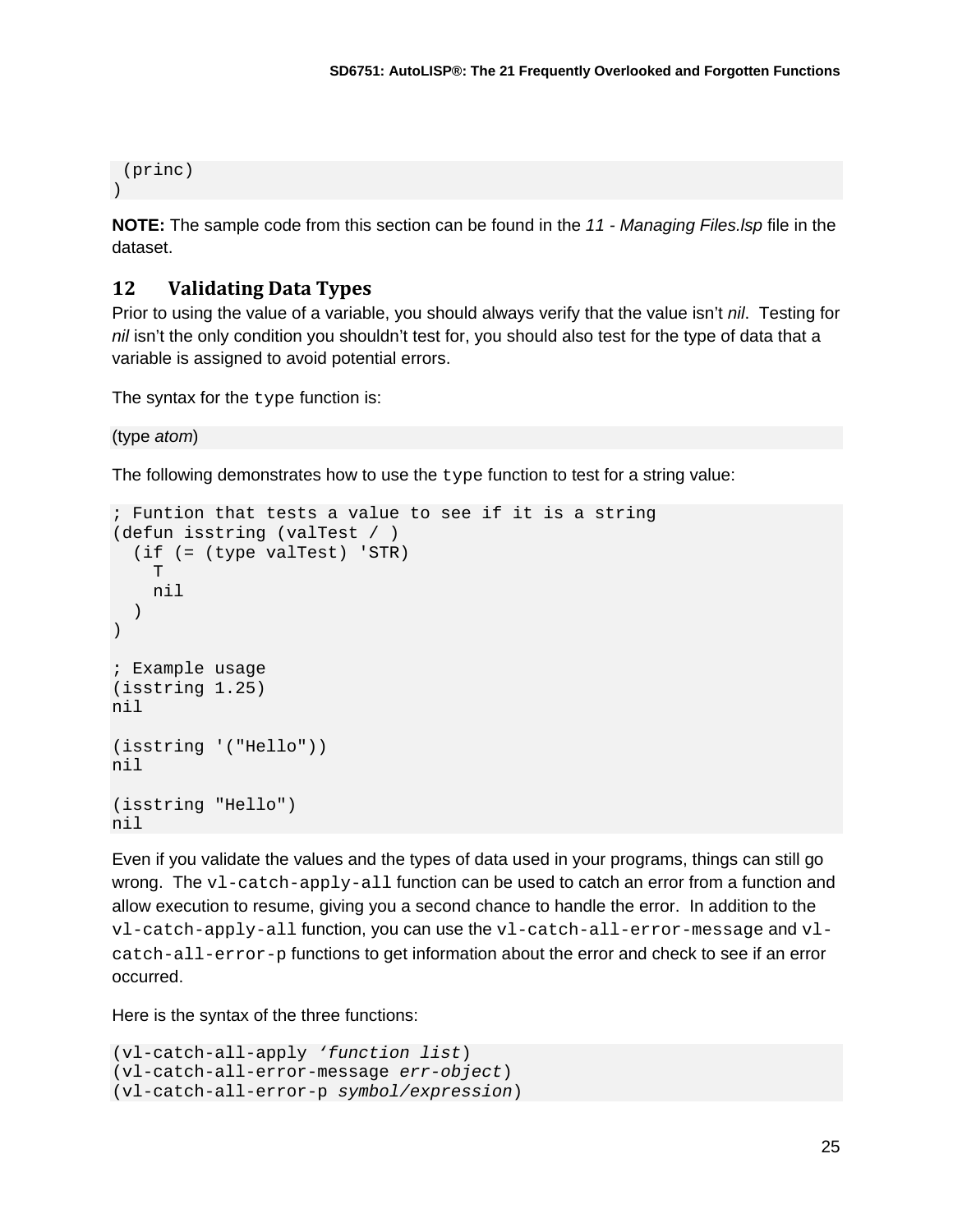```
 (princ)
)
```

**NOTE:** The sample code from this section can be found in the *11 - Managing Files.lsp* file in the dataset.

## 12 Validating Data Types

Prior to using the value of a variable, you should always verify that the value isn't *nil*. Testing for *nil* isn't the only condition you shouldn't test for, you should also test for the type of data that a variable is assigned to avoid potential errors.

The syntax for the `type` function is:

```
(type atom)
```

The following demonstrates how to use the `type` function to test for a string value:

```
; Funtion that tests a value to see if it is a string
(defun isstring (valTest / )
  (if (= (type valTest) 'STR)
    T
    nil
  )
)

; Example usage
(isstring 1.25)
nil

(isstring '("Hello"))
nil

(isstring "Hello")
nil
```

Even if you validate the values and the types of data used in your programs, things can still go wrong. The `vl-catch-apply-all` function can be used to catch an error from a function and allow execution to resume, giving you a second chance to handle the error. In addition to the `vl-catch-apply-all` function, you can use the `vl-catch-all-error-message` and `vl-catch-all-error-p` functions to get information about the error and check to see if an error occurred.

Here is the syntax of the three functions:

```
(vl-catch-all-apply 'function list)
(vl-catch-all-error-message err-object)
(vl-catch-all-error-p symbol/expression)
```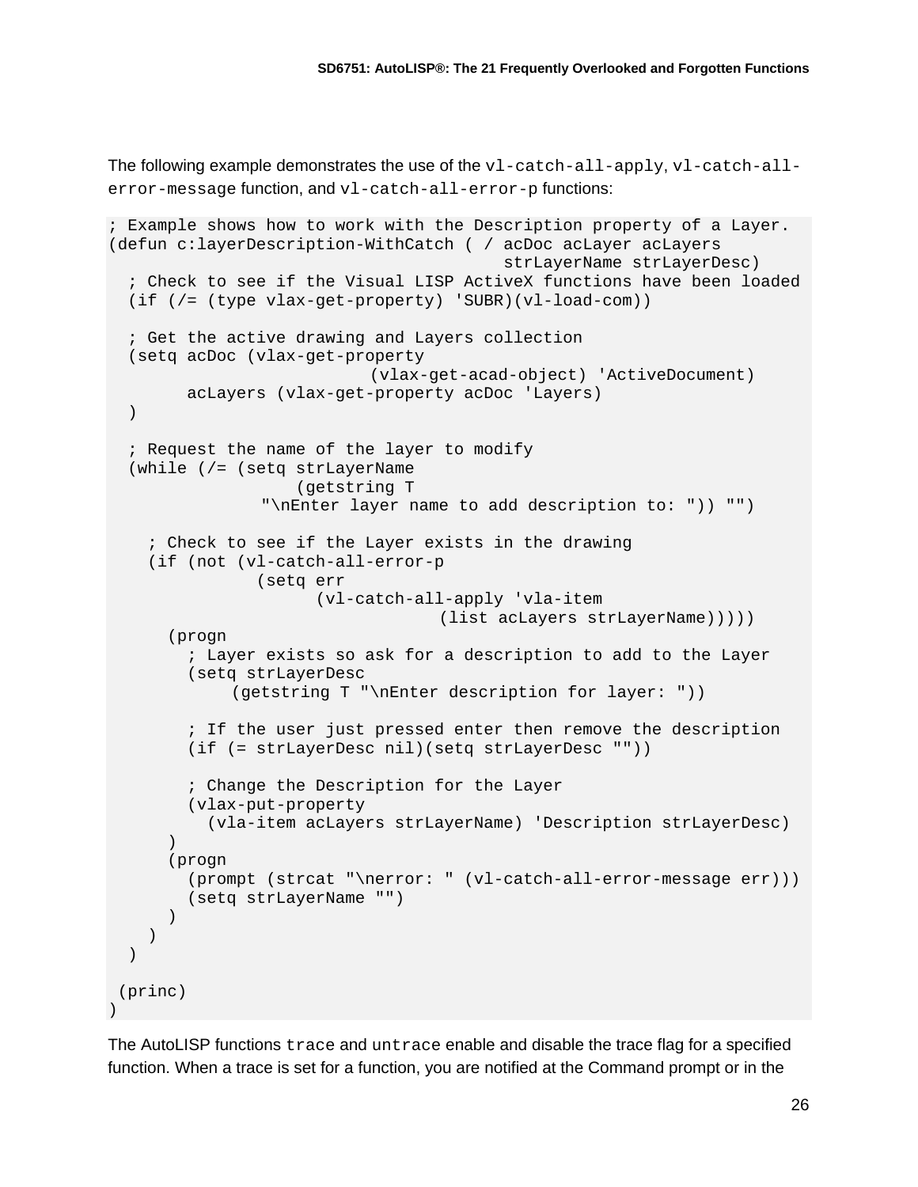The following example demonstrates the use of the `vl-catch-all-apply`, `vl-catch-all-error-message` function, and `vl-catch-all-error-p` functions:

```
; Example shows how to work with the Description property of a Layer.
(defun c:layerDescription-WithCatch ( / acDoc acLayer acLayers
                                       strLayerName strLayerDesc)
  ; Check to see if the Visual LISP ActiveX functions have been loaded
  (if (/= (type vlax-get-property) 'SUBR)(vl-load-com))

  ; Get the active drawing and Layers collection
  (setq acDoc (vlax-get-property
                        (vlax-get-acad-object) 'ActiveDocument)
       acLayers (vlax-get-property acDoc 'Layers)
  )

  ; Request the name of the layer to modify
  (while (/= (setq strLayerName
                (getstring T
              "\nEnter layer name to add description to: ")) "")

    ; Check to see if the Layer exists in the drawing
    (if (not (vl-catch-all-error-p
              (setq err
                    (vl-catch-all-apply 'vla-item
                                (list acLayers strLayerName)))))
      (progn
        ; Layer exists so ask for a description to add to the Layer
        (setq strLayerDesc
             (getstring T "\nEnter description for layer: "))

        ; If the user just pressed enter then remove the description
        (if (= strLayerDesc nil)(setq strLayerDesc ""))

        ; Change the Description for the Layer
        (vlax-put-property
          (vla-item acLayers strLayerName) 'Description strLayerDesc)
      )
      (progn
        (prompt (strcat "\nerror: " (vl-catch-all-error-message err)))
        (setq strLayerName "")
      )
    )
  )

 (princ)
)
```

The AutoLISP functions `trace` and `untrace` enable and disable the trace flag for a specified function. When a trace is set for a function, you are notified at the Command prompt or in the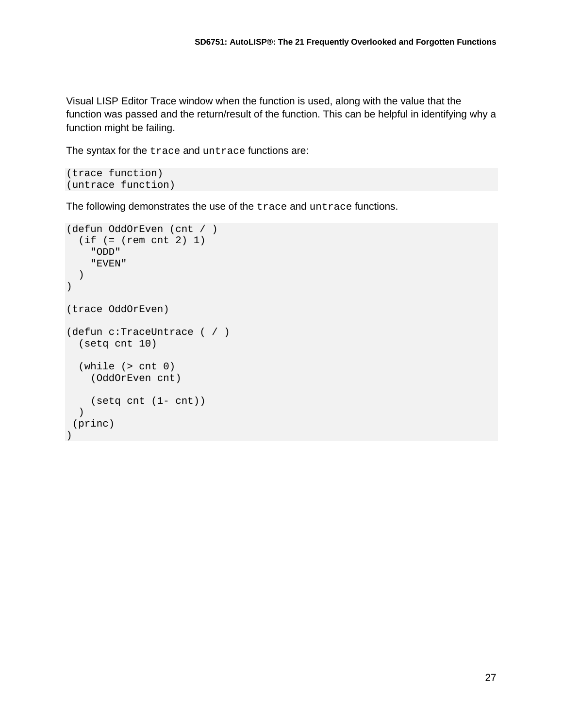Visual LISP Editor Trace window when the function is used, along with the value that the function was passed and the return/result of the function. This can be helpful in identifying why a function might be failing.

The syntax for the `trace` and `untrace` functions are:

```
(trace function)
(untrace function)
```

The following demonstrates the use of the `trace` and `untrace` functions.

```
(defun OddOrEven (cnt / )
  (if (= (rem cnt 2) 1)
    "ODD"
    "EVEN"
  )
)

(trace OddOrEven)

(defun c:TraceUntrace ( / )
  (setq cnt 10)

  (while (> cnt 0)
    (OddOrEven cnt)

    (setq cnt (1- cnt))
  )
 (princ)
)
```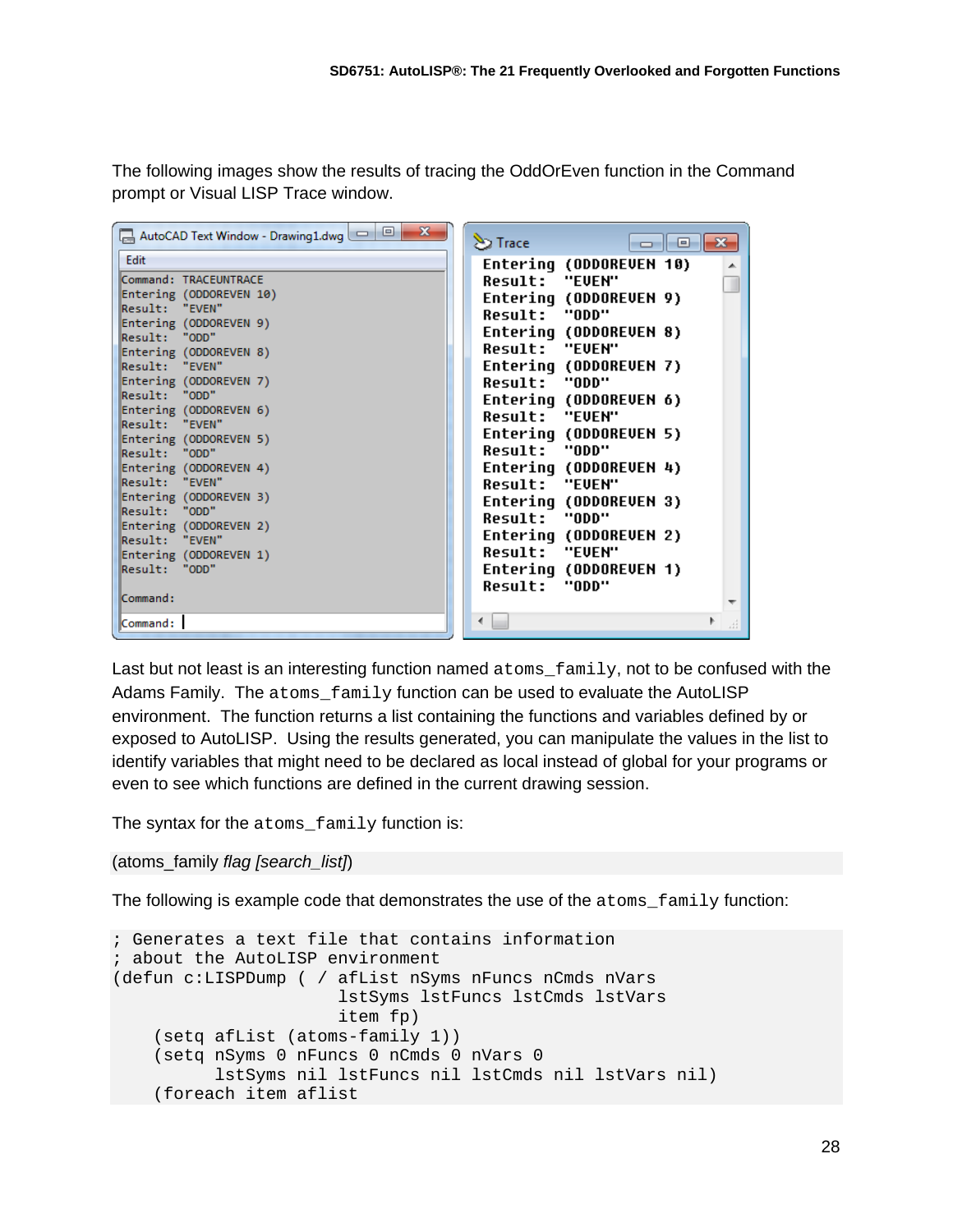The following images show the results of tracing the OddOrEven function in the Command prompt or Visual LISP Trace window.

Last but not least is an interesting function named `atoms_family`, not to be confused with the Adams Family. The `atoms_family` function can be used to evaluate the AutoLISP environment. The function returns a list containing the functions and variables defined by or exposed to AutoLISP. Using the results generated, you can manipulate the values in the list to identify variables that might need to be declared as local instead of global for your programs or even to see which functions are defined in the current drawing session.

The syntax for the `atoms_family` function is:

(atoms_family *flag [search_list]*)

The following is example code that demonstrates the use of the `atoms_family` function:

```
; Generates a text file that contains information
; about the AutoLISP environment
(defun c:LISPDump ( / afList nSyms nFuncs nCmds nVars
                      lstSyms lstFuncs lstCmds lstVars
                      item fp)
    (setq afList (atoms-family 1))
    (setq nSyms 0 nFuncs 0 nCmds 0 nVars 0
          lstSyms nil lstFuncs nil lstCmds nil lstVars nil)
    (foreach item aflist
```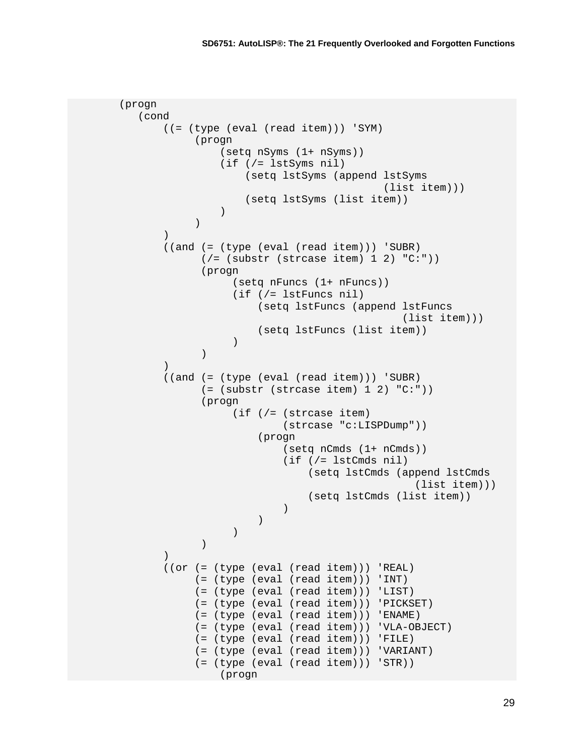```
(progn
   (cond
       ((= (type (eval (read item))) 'SYM)
            (progn
                (setq nSyms (1+ nSyms))
                (if (/= lstSyms nil)
                    (setq lstSyms (append lstSyms
                                          (list item)))
                    (setq lstSyms (list item))
                )
            )
       )
       ((and (= (type (eval (read item))) 'SUBR)
             (/= (substr (strcase item) 1 2) "C:"))
             (progn
                  (setq nFuncs (1+ nFuncs))
                  (if (/= lstFuncs nil)
                      (setq lstFuncs (append lstFuncs
                                             (list item)))
                      (setq lstFuncs (list item))
                  )
             )
       )
       ((and (= (type (eval (read item))) 'SUBR)
             (= (substr (strcase item) 1 2) "C:"))
             (progn
                  (if (/= (strcase item)
                          (strcase "c:LISPDump"))
                      (progn
                          (setq nCmds (1+ nCmds))
                          (if (/= lstCmds nil)
                              (setq lstCmds (append lstCmds
                                                    (list item)))
                              (setq lstCmds (list item))
                          )
                      )
                  )
             )
       )
       ((or (= (type (eval (read item))) 'REAL)
            (= (type (eval (read item))) 'INT)
            (= (type (eval (read item))) 'LIST)
            (= (type (eval (read item))) 'PICKSET)
            (= (type (eval (read item))) 'ENAME)
            (= (type (eval (read item))) 'VLA-OBJECT)
            (= (type (eval (read item))) 'FILE)
            (= (type (eval (read item))) 'VARIANT)
            (= (type (eval (read item))) 'STR))
                (progn
```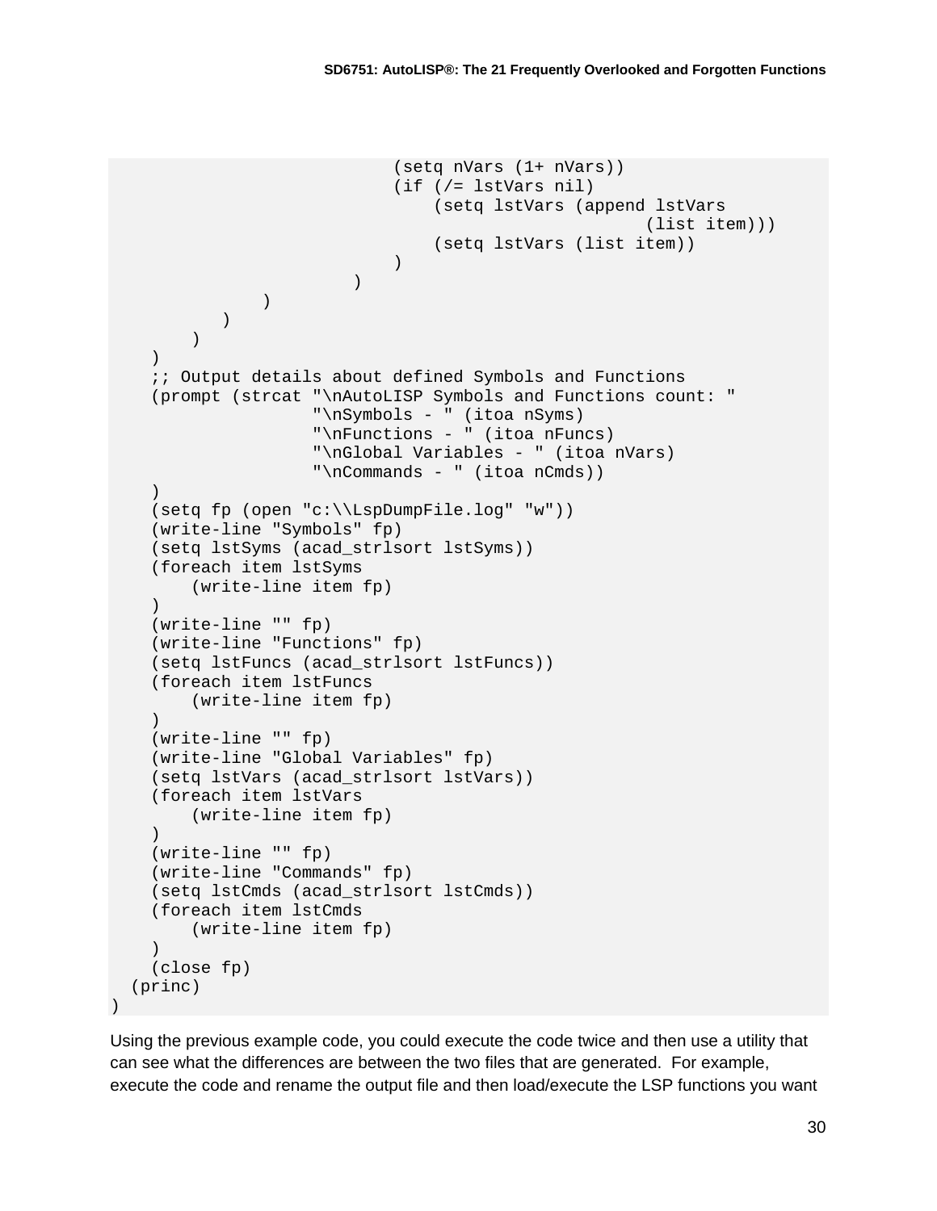```
                            (setq nVars (1+ nVars))
                            (if (/= lstVars nil)
                                (setq lstVars (append lstVars
                                                    (list item)))
                                (setq lstVars (list item))
                            )
                        )
                )
            )
        )
    )
    ;; Output details about defined Symbols and Functions
    (prompt (strcat "\nAutoLISP Symbols and Functions count: "
                    "\nSymbols - " (itoa nSyms)
                    "\nFunctions - " (itoa nFuncs)
                    "\nGlobal Variables - " (itoa nVars)
                    "\nCommands - " (itoa nCmds))
    )
    (setq fp (open "c:\\LspDumpFile.log" "w"))
    (write-line "Symbols" fp)
    (setq lstSyms (acad_strlsort lstSyms))
    (foreach item lstSyms
        (write-line item fp)
    )
    (write-line "" fp)
    (write-line "Functions" fp)
    (setq lstFuncs (acad_strlsort lstFuncs))
    (foreach item lstFuncs
        (write-line item fp)
    )
    (write-line "" fp)
    (write-line "Global Variables" fp)
    (setq lstVars (acad_strlsort lstVars))
    (foreach item lstVars
        (write-line item fp)
    )
    (write-line "" fp)
    (write-line "Commands" fp)
    (setq lstCmds (acad_strlsort lstCmds))
    (foreach item lstCmds
        (write-line item fp)
    )
    (close fp)
  (princ)
)
```

Using the previous example code, you could execute the code twice and then use a utility that can see what the differences are between the two files that are generated. For example, execute the code and rename the output file and then load/execute the LSP functions you want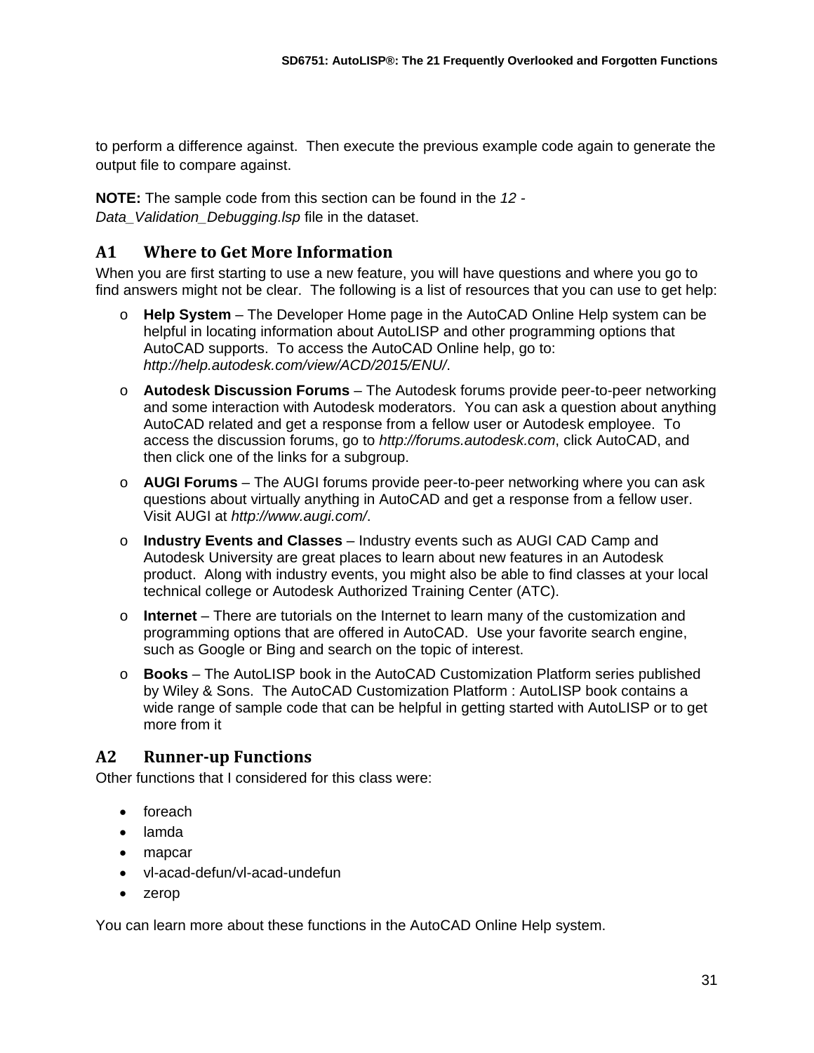to perform a difference against. Then execute the previous example code again to generate the output file to compare against.

**NOTE:** The sample code from this section can be found in the *12 - Data_Validation_Debugging.lsp* file in the dataset.

## A1 Where to Get More Information

When you are first starting to use a new feature, you will have questions and where you go to find answers might not be clear. The following is a list of resources that you can use to get help:

- **Help System** – The Developer Home page in the AutoCAD Online Help system can be helpful in locating information about AutoLISP and other programming options that AutoCAD supports. To access the AutoCAD Online help, go to: *http://help.autodesk.com/view/ACD/2015/ENU/*.
- **Autodesk Discussion Forums** – The Autodesk forums provide peer-to-peer networking and some interaction with Autodesk moderators. You can ask a question about anything AutoCAD related and get a response from a fellow user or Autodesk employee. To access the discussion forums, go to *http://forums.autodesk.com*, click AutoCAD, and then click one of the links for a subgroup.
- **AUGI Forums** – The AUGI forums provide peer-to-peer networking where you can ask questions about virtually anything in AutoCAD and get a response from a fellow user. Visit AUGI at *http://www.augi.com/*.
- **Industry Events and Classes** – Industry events such as AUGI CAD Camp and Autodesk University are great places to learn about new features in an Autodesk product. Along with industry events, you might also be able to find classes at your local technical college or Autodesk Authorized Training Center (ATC).
- **Internet** – There are tutorials on the Internet to learn many of the customization and programming options that are offered in AutoCAD. Use your favorite search engine, such as Google or Bing and search on the topic of interest.
- **Books** – The AutoLISP book in the AutoCAD Customization Platform series published by Wiley & Sons. The AutoCAD Customization Platform : AutoLISP book contains a wide range of sample code that can be helpful in getting started with AutoLISP or to get more from it

## A2 Runner-up Functions

Other functions that I considered for this class were:

- foreach
- lamda
- mapcar
- vl-acad-defun/vl-acad-undefun
- zerop

You can learn more about these functions in the AutoCAD Online Help system.